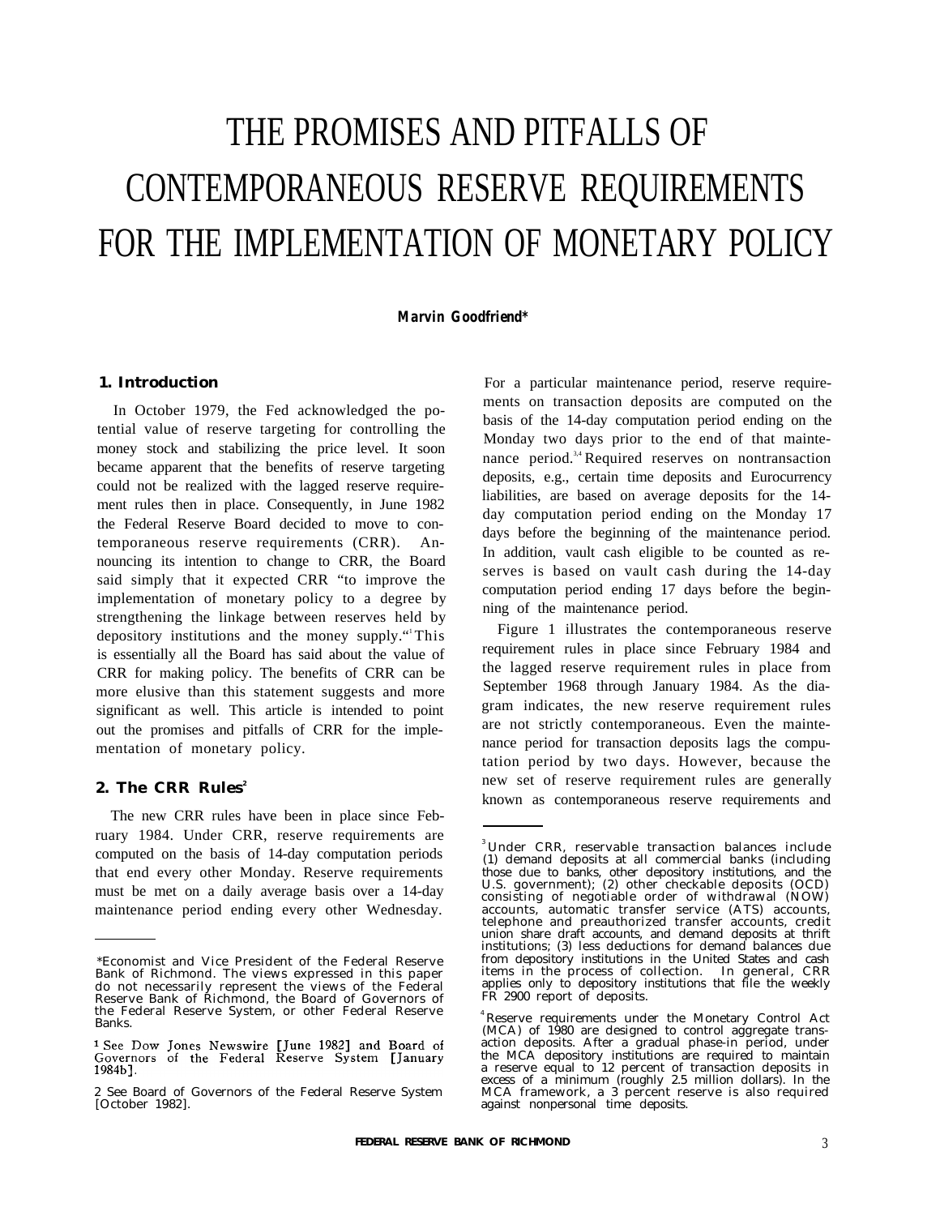# THE PROMISES AND PITFALLS OF CONTEMPORANEOUS RESERVE REQUIREMENTS FOR THE IMPLEMENTATION OF MONETARY POLICY

**Marvin Goodfriend***

## 1. Introduction

In October 1979, the Fed acknowledged the potential value of reserve targeting for controlling the money stock and stabilizing the price level. It soon became apparent that the benefits of reserve targeting could not be realized with the lagged reserve requirement rules then in place. Consequently, in June 1982 the Federal Reserve Board decided to move to contemporaneous reserve requirements (CRR). Announcing its intention to change to CRR, the Board said simply that it expected CRR "to improve the implementation of monetary policy to a degree by strengthening the linkage between reserves held by depository institutions and the money supply."[1] This is essentially all the Board has said about the value of CRR for making policy. The benefits of CRR can be more elusive than this statement suggests and more significant as well. This article is intended to point out the promises and pitfalls of CRR for the implementation of monetary policy.

## 2. The CRR Rules[2]

The new CRR rules have been in place since February 1984. Under CRR, reserve requirements are computed on the basis of 14-day computation periods that end every other Monday. Reserve requirements must be met on a daily average basis over a 14-day maintenance period ending every other Wednesday. For a particular maintenance period, reserve requirements on transaction deposits are computed on the basis of the 14-day computation period ending on the Monday two days prior to the end of that maintenance period.[3,4] Required reserves on nontransaction deposits, e.g., certain time deposits and Eurocurrency liabilities, are based on average deposits for the 14-day computation period ending on the Monday 17 days before the beginning of the maintenance period. In addition, vault cash eligible to be counted as reserves is based on vault cash during the 14-day computation period ending 17 days before the beginning of the maintenance period.

Figure 1 illustrates the contemporaneous reserve requirement rules in place since February 1984 and the lagged reserve requirement rules in place from September 1968 through January 1984. As the diagram indicates, the new reserve requirement rules are not strictly contemporaneous. Even the maintenance period for transaction deposits lags the computation period by two days. However, because the new set of reserve requirement rules are generally known as contemporaneous reserve requirements and

---

*Economist and Vice President of the Federal Reserve Bank of Richmond. The views expressed in this paper do not necessarily represent the views of the Federal Reserve Bank of Richmond, the Board of Governors of the Federal Reserve System, or other Federal Reserve Banks.

[1] See Dow Jones Newswire [June 1982] and Board of Governors of the Federal Reserve System [January 1984b].

[2] See Board of Governors of the Federal Reserve System [October 1982].

[3] Under CRR, reservable transaction balances include (1) demand deposits at all commercial banks (including those due to banks, other depository institutions, and the U.S. government); (2) other checkable deposits (OCD) consisting of negotiable order of withdrawal (NOW) accounts, automatic transfer service (ATS) accounts, telephone and preauthorized transfer accounts, credit union share draft accounts, and demand deposits at thrift institutions; (3) less deductions for demand balances due from depository institutions in the United States and cash items in the process of collection. In general, CRR applies only to depository institutions that file the weekly FR 2900 report of deposits.

[4] Reserve requirements under the Monetary Control Act (MCA) of 1980 are designed to control aggregate transaction deposits. After a gradual phase-in period, under the MCA depository institutions are required to maintain a reserve equal to 12 percent of transaction deposits in excess of a minimum (roughly 2.5 million dollars). In the MCA framework, a 3 percent reserve is also required against nonpersonal time deposits.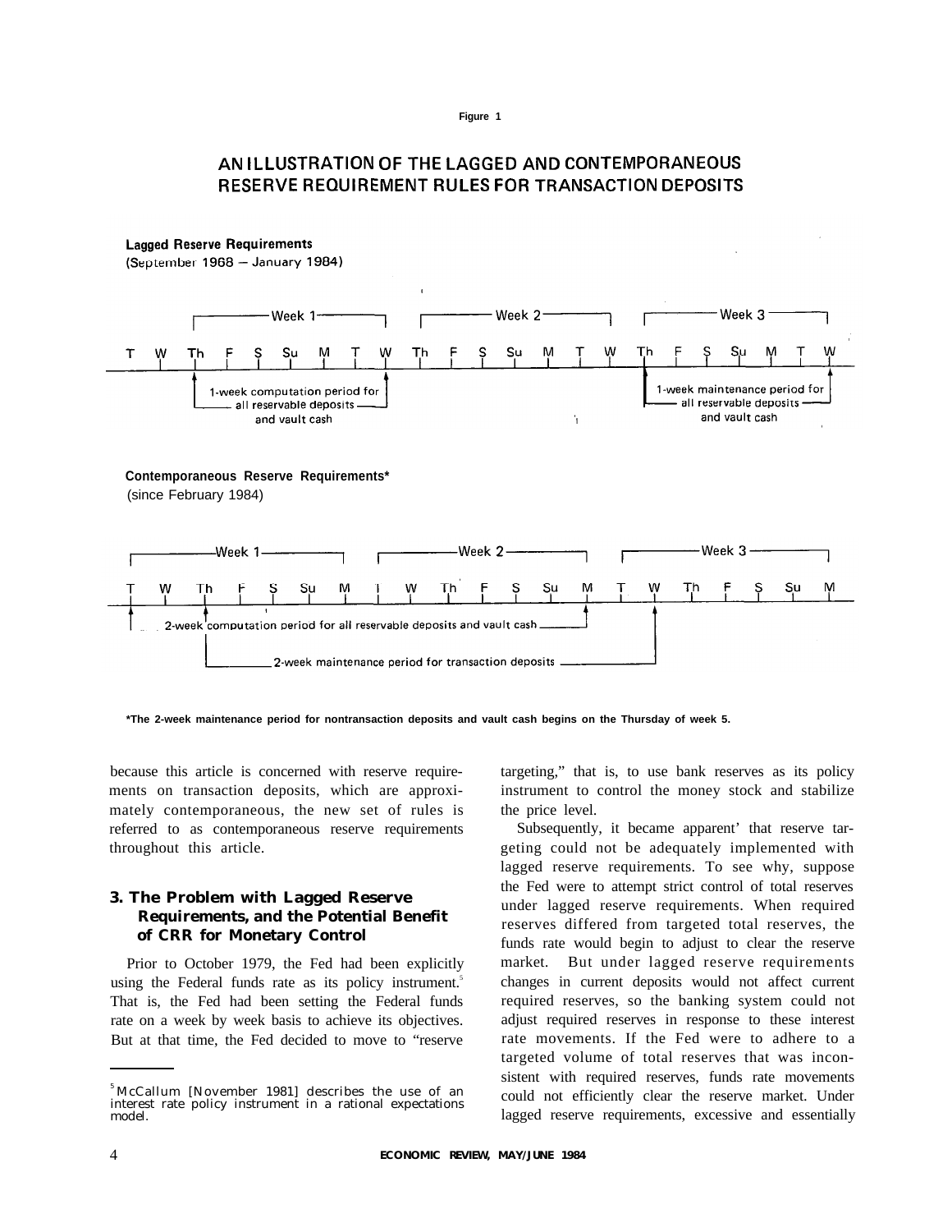Figure 1

AN ILLUSTRATION OF THE LAGGED AND CONTEMPORANEOUS RESERVE REQUIREMENT RULES FOR TRANSACTION DEPOSITS

**Lagged Reserve Requirements**
(September 1968 — January 1984)

| | | Week 1 | | | | | | | Week 2 | | | | | | | Week 3 | | | | | |
|---|---|---|---|---|---|---|---|---|---|---|---|---|---|---|---|---|---|---|---|---|---|
| T | W | Th | F | S | Su | M | T | W | Th | F | S | Su | M | T | W | Th | F | S | Su | M | T | W |

1-week computation period for all reservable deposits and vault cash (Thursday through Wednesday of Week 1)

1-week maintenance period for all reservable deposits and vault cash (Thursday through Wednesday of Week 3)

**Contemporaneous Reserve Requirements***
(since February 1984)

| | Week 1 | | | | | | | Week 2 | | | | | | | Week 3 | | | | | |
|---|---|---|---|---|---|---|---|---|---|---|---|---|---|---|---|---|---|---|---|---|
| T | W | Th | F | S | Su | M | T | W | Th | F | S | Su | M | T | W | Th | F | S | Su | M |

2-week computation period for all reservable deposits and vault cash (Tuesday of Week 1 through Monday of Week 2)

2-week maintenance period for transaction deposits (Thursday of Week 1 through Wednesday of Week 3)

**\*The 2-week maintenance period for nontransaction deposits and vault cash begins on the Thursday of week 5.**

because this article is concerned with reserve requirements on transaction deposits, which are approximately contemporaneous, the new set of rules is referred to as contemporaneous reserve requirements throughout this article.

### 3. The Problem with Lagged Reserve Requirements, and the Potential Benefit of CRR for Monetary Control

Prior to October 1979, the Fed had been explicitly using the Federal funds rate as its policy instrument.[5] That is, the Fed had been setting the Federal funds rate on a week by week basis to achieve its objectives. But at that time, the Fed decided to move to "reserve targeting," that is, to use bank reserves as its policy instrument to control the money stock and stabilize the price level.

Subsequently, it became apparent' that reserve targeting could not be adequately implemented with lagged reserve requirements. To see why, suppose the Fed were to attempt strict control of total reserves under lagged reserve requirements. When required reserves differed from targeted total reserves, the funds rate would begin to adjust to clear the reserve market. But under lagged reserve requirements changes in current deposits would not affect current required reserves, so the banking system could not adjust required reserves in response to these interest rate movements. If the Fed were to adhere to a targeted volume of total reserves that was inconsistent with required reserves, funds rate movements could not efficiently clear the reserve market. Under lagged reserve requirements, excessive and essentially

[5] McCallum [November 1981] describes the use of an interest rate policy instrument in a rational expectations model.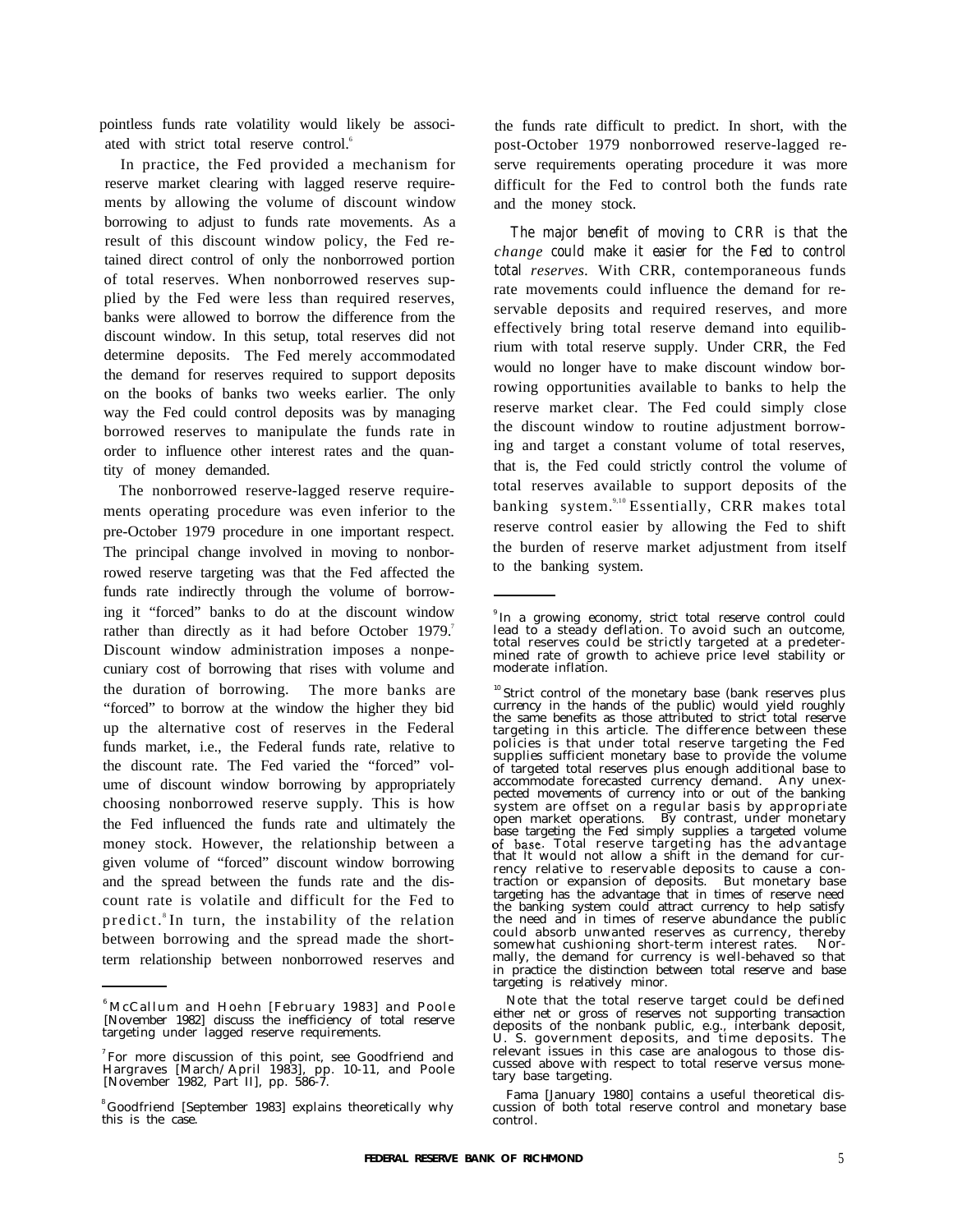pointless funds rate volatility would likely be associated with strict total reserve control.[6]

In practice, the Fed provided a mechanism for reserve market clearing with lagged reserve requirements by allowing the volume of discount window borrowing to adjust to funds rate movements. As a result of this discount window policy, the Fed retained direct control of only the nonborrowed portion of total reserves. When nonborrowed reserves supplied by the Fed were less than required reserves, banks were allowed to borrow the difference from the discount window. In this setup, total reserves did not determine deposits. The Fed merely accommodated the demand for reserves required to support deposits on the books of banks two weeks earlier. The only way the Fed could control deposits was by managing borrowed reserves to manipulate the funds rate in order to influence other interest rates and the quantity of money demanded.

The nonborrowed reserve-lagged reserve requirements operating procedure was even inferior to the pre-October 1979 procedure in one important respect. The principal change involved in moving to nonborrowed reserve targeting was that the Fed affected the funds rate indirectly through the volume of borrowing it "forced" banks to do at the discount window rather than directly as it had before October 1979.[7] Discount window administration imposes a nonpecuniary cost of borrowing that rises with volume and the duration of borrowing. The more banks are "forced" to borrow at the window the higher they bid up the alternative cost of reserves in the Federal funds market, i.e., the Federal funds rate, relative to the discount rate. The Fed varied the "forced" volume of discount window borrowing by appropriately choosing nonborrowed reserve supply. This is how the Fed influenced the funds rate and ultimately the money stock. However, the relationship between a given volume of "forced" discount window borrowing and the spread between the funds rate and the discount rate is volatile and difficult for the Fed to predict.[8] In turn, the instability of the relation between borrowing and the spread made the short-term relationship between nonborrowed reserves and the funds rate difficult to predict. In short, with the post-October 1979 nonborrowed reserve-lagged reserve requirements operating procedure it was more difficult for the Fed to control both the funds rate and the money stock.

*The major benefit of moving to CRR is that the change could make it easier for the Fed to control total reserves.* With CRR, contemporaneous funds rate movements could influence the demand for reservable deposits and required reserves, and more effectively bring total reserve demand into equilibrium with total reserve supply. Under CRR, the Fed would no longer have to make discount window borrowing opportunities available to banks to help the reserve market clear. The Fed could simply close the discount window to routine adjustment borrowing and target a constant volume of total reserves, that is, the Fed could strictly control the volume of total reserves available to support deposits of the banking system.[9,10] Essentially, CRR makes total reserve control easier by allowing the Fed to shift the burden of reserve market adjustment from itself to the banking system.

---

[6] McCallum and Hoehn [February 1983] and Poole [November 1982] discuss the inefficiency of total reserve targeting under lagged reserve requirements.

[7] For more discussion of this point, see Goodfriend and Hargraves [March/April 1983], pp. 10-11, and Poole [November 1982, Part II], pp. 586-7.

[8] Goodfriend [September 1983] explains theoretically why this is the case.

[9] In a growing economy, strict total reserve control could lead to a steady deflation. To avoid such an outcome, total reserves could be strictly targeted at a predetermined rate of growth to achieve price level stability or moderate inflation.

[10] Strict control of the monetary base (bank reserves plus currency in the hands of the public) would yield roughly the same benefits as those attributed to strict total reserve targeting in this article. The difference between these policies is that under total reserve targeting the Fed supplies sufficient monetary base to provide the volume of targeted total reserves plus enough additional base to accommodate forecasted currency demand. Any unexpected movements of currency into or out of the banking system are offset on a regular basis by appropriate open market operations. By contrast, under monetary base targeting the Fed simply supplies a targeted volume of base. Total reserve targeting has the advantage that it would not allow a shift in the demand for currency relative to reservable deposits to cause a contraction or expansion of deposits. But monetary base targeting has the advantage that in times of reserve need the banking system could attract currency to help satisfy the need and in times of reserve abundance the public could absorb unwanted reserves as currency, thereby somewhat cushioning short-term interest rates. Normally, the demand for currency is well-behaved so that in practice the distinction between total reserve and base targeting is relatively minor.

Note that the total reserve target could be defined either net or gross of reserves not supporting transaction deposits of the nonbank public, e.g., interbank deposit, U. S. government deposits, and time deposits. The relevant issues in this case are analogous to those discussed above with respect to total reserve versus monetary base targeting.

Fama [January 1980] contains a useful theoretical discussion of both total reserve control and monetary base control.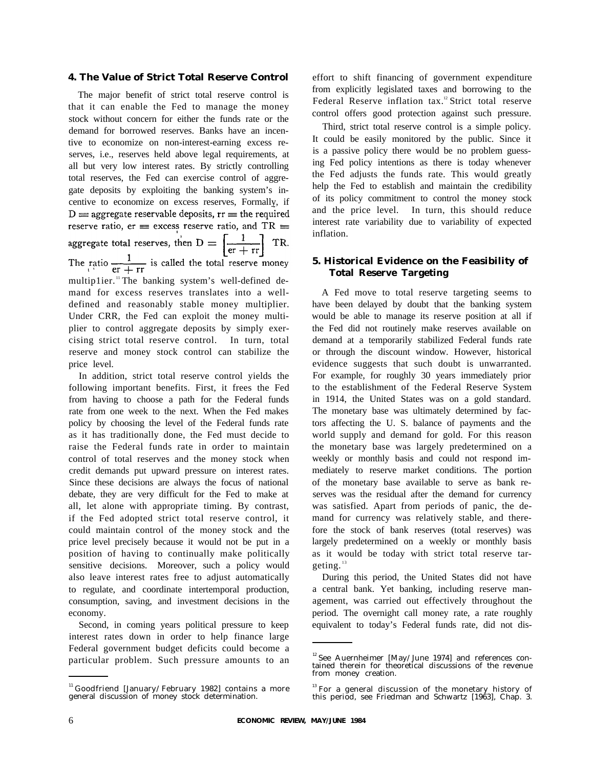## 4. The Value of Strict Total Reserve Control

The major benefit of strict total reserve control is that it can enable the Fed to manage the money stock without concern for either the funds rate or the demand for borrowed reserves. Banks have an incentive to economize on non-interest-earning excess reserves, i.e., reserves held above legal requirements, at all but very low interest rates. By strictly controlling total reserves, the Fed can exercise control of aggregate deposits by exploiting the banking system's incentive to economize on excess reserves, Formally, if D ≡ aggregate reservable deposits, rr ≡ the required reserve ratio, er ≡ excess reserve ratio, and TR ≡ aggregate total reserves, then $D = \left[\frac{1}{er + rr}\right] TR$. The ratio $\frac{1}{er + rr}$ is called the total reserve money multiplier.[11] The banking system's well-defined demand for excess reserves translates into a well-defined and reasonably stable money multiplier. Under CRR, the Fed can exploit the money multiplier to control aggregate deposits by simply exercising strict total reserve control. In turn, total reserve and money stock control can stabilize the price level.

In addition, strict total reserve control yields the following important benefits. First, it frees the Fed from having to choose a path for the Federal funds rate from one week to the next. When the Fed makes policy by choosing the level of the Federal funds rate as it has traditionally done, the Fed must decide to raise the Federal funds rate in order to maintain control of total reserves and the money stock when credit demands put upward pressure on interest rates. Since these decisions are always the focus of national debate, they are very difficult for the Fed to make at all, let alone with appropriate timing. By contrast, if the Fed adopted strict total reserve control, it could maintain control of the money stock and the price level precisely because it would not be put in a position of having to continually make politically sensitive decisions. Moreover, such a policy would also leave interest rates free to adjust automatically to regulate, and coordinate intertemporal production, consumption, saving, and investment decisions in the economy.

Second, in coming years political pressure to keep interest rates down in order to help finance large Federal government budget deficits could become a particular problem. Such pressure amounts to an effort to shift financing of government expenditure from explicitly legislated taxes and borrowing to the Federal Reserve inflation tax.[12] Strict total reserve control offers good protection against such pressure.

Third, strict total reserve control is a simple policy. It could be easily monitored by the public. Since it is a passive policy there would be no problem guessing Fed policy intentions as there is today whenever the Fed adjusts the funds rate. This would greatly help the Fed to establish and maintain the credibility of its policy commitment to control the money stock and the price level. In turn, this should reduce interest rate variability due to variability of expected inflation.

## 5. Historical Evidence on the Feasibility of Total Reserve Targeting

A Fed move to total reserve targeting seems to have been delayed by doubt that the banking system would be able to manage its reserve position at all if the Fed did not routinely make reserves available on demand at a temporarily stabilized Federal funds rate or through the discount window. However, historical evidence suggests that such doubt is unwarranted. For example, for roughly 30 years immediately prior to the establishment of the Federal Reserve System in 1914, the United States was on a gold standard. The monetary base was ultimately determined by factors affecting the U. S. balance of payments and the world supply and demand for gold. For this reason the monetary base was largely predetermined on a weekly or monthly basis and could not respond immediately to reserve market conditions. The portion of the monetary base available to serve as bank reserves was the residual after the demand for currency was satisfied. Apart from periods of panic, the demand for currency was relatively stable, and therefore the stock of bank reserves (total reserves) was largely predetermined on a weekly or monthly basis as it would be today with strict total reserve targeting.[13]

During this period, the United States did not have a central bank. Yet banking, including reserve management, was carried out effectively throughout the period. The overnight call money rate, a rate roughly equivalent to today's Federal funds rate, did not dis-

---

[11] Goodfriend [January/February 1982] contains a more general discussion of money stock determination.

[12] See Auernheimer [May/June 1974] and references contained therein for theoretical discussions of the revenue from money creation.

[13] For a general discussion of the monetary history of this period, see Friedman and Schwartz [1963], Chap. 3.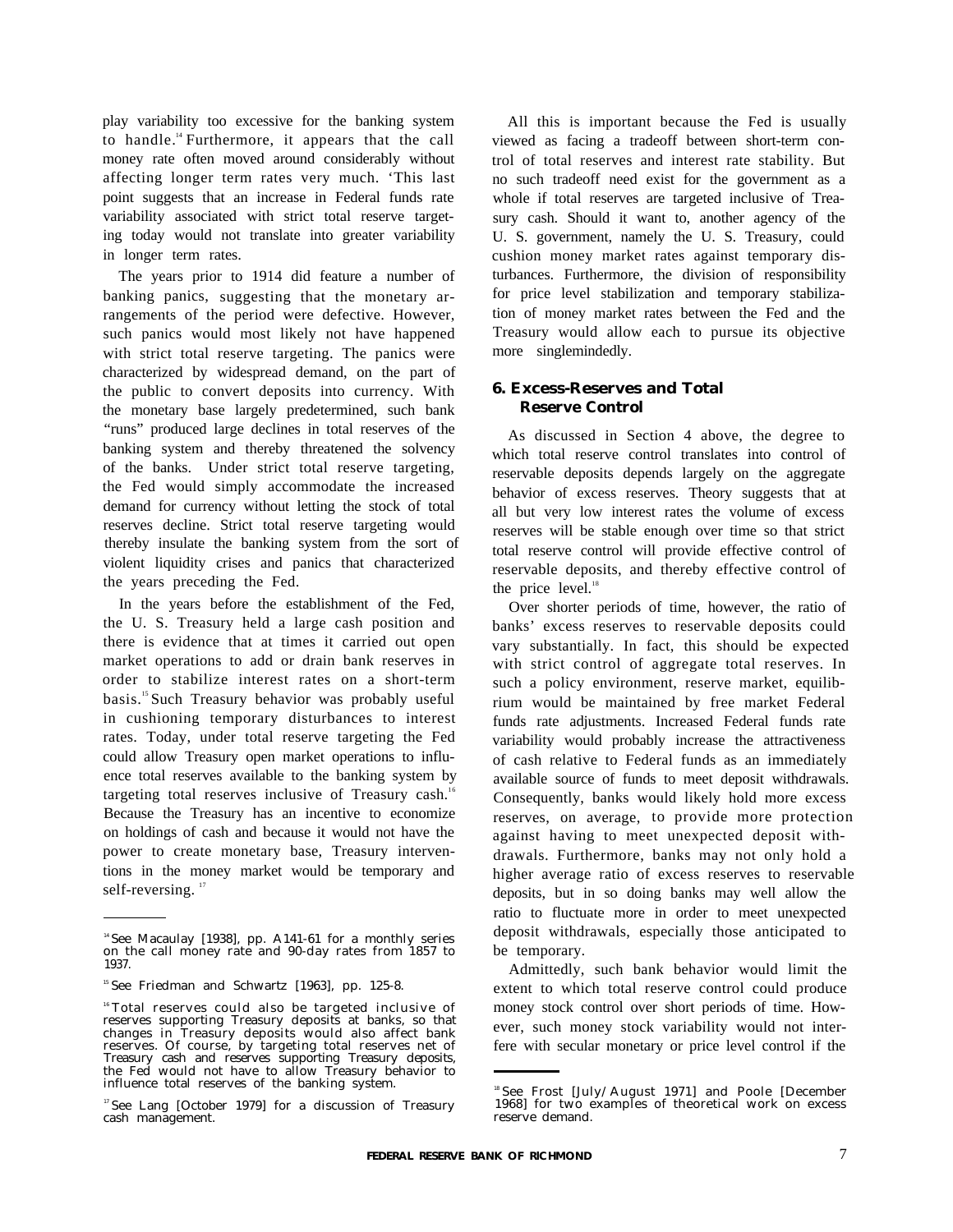play variability too excessive for the banking system to handle.[14] Furthermore, it appears that the call money rate often moved around considerably without affecting longer term rates very much. This last point suggests that an increase in Federal funds rate variability associated with strict total reserve targeting today would not translate into greater variability in longer term rates.

The years prior to 1914 did feature a number of banking panics, suggesting that the monetary arrangements of the period were defective. However, such panics would most likely not have happened with strict total reserve targeting. The panics were characterized by widespread demand, on the part of the public to convert deposits into currency. With the monetary base largely predetermined, such bank "runs" produced large declines in total reserves of the banking system and thereby threatened the solvency of the banks. Under strict total reserve targeting, the Fed would simply accommodate the increased demand for currency without letting the stock of total reserves decline. Strict total reserve targeting would thereby insulate the banking system from the sort of violent liquidity crises and panics that characterized the years preceding the Fed.

In the years before the establishment of the Fed, the U. S. Treasury held a large cash position and there is evidence that at times it carried out open market operations to add or drain bank reserves in order to stabilize interest rates on a short-term basis.[15] Such Treasury behavior was probably useful in cushioning temporary disturbances to interest rates. Today, under total reserve targeting the Fed could allow Treasury open market operations to influence total reserves available to the banking system by targeting total reserves inclusive of Treasury cash.[16] Because the Treasury has an incentive to economize on holdings of cash and because it would not have the power to create monetary base, Treasury interventions in the money market would be temporary and self-reversing.[17]

All this is important because the Fed is usually viewed as facing a tradeoff between short-term control of total reserves and interest rate stability. But no such tradeoff need exist for the government as a whole if total reserves are targeted inclusive of Treasury cash. Should it want to, another agency of the U. S. government, namely the U. S. Treasury, could cushion money market rates against temporary disturbances. Furthermore, the division of responsibility for price level stabilization and temporary stabilization of money market rates between the Fed and the Treasury would allow each to pursue its objective more singlemindedly.

## 6. Excess-Reserves and Total Reserve Control

As discussed in Section 4 above, the degree to which total reserve control translates into control of reservable deposits depends largely on the aggregate behavior of excess reserves. Theory suggests that at all but very low interest rates the volume of excess reserves will be stable enough over time so that strict total reserve control will provide effective control of reservable deposits, and thereby effective control of the price level.[18]

Over shorter periods of time, however, the ratio of banks' excess reserves to reservable deposits could vary substantially. In fact, this should be expected with strict control of aggregate total reserves. In such a policy environment, reserve market, equilibrium would be maintained by free market Federal funds rate adjustments. Increased Federal funds rate variability would probably increase the attractiveness of cash relative to Federal funds as an immediately available source of funds to meet deposit withdrawals. Consequently, banks would likely hold more excess reserves, on average, to provide more protection against having to meet unexpected deposit withdrawals. Furthermore, banks may not only hold a higher average ratio of excess reserves to reservable deposits, but in so doing banks may well allow the ratio to fluctuate more in order to meet unexpected deposit withdrawals, especially those anticipated to be temporary.

Admittedly, such bank behavior would limit the extent to which total reserve control could produce money stock control over short periods of time. However, such money stock variability would not interfere with secular monetary or price level control if the

---

[14] See Macaulay [1938], pp. A141-61 for a monthly series on the call money rate and 90-day rates from 1857 to 1937.

[15] See Friedman and Schwartz [1963], pp. 125-8.

[16] Total reserves could also be targeted inclusive of reserves supporting Treasury deposits at banks, so that changes in Treasury deposits would also affect bank reserves. Of course, by targeting total reserves net of Treasury cash and reserves supporting Treasury deposits, the Fed would not have to allow Treasury behavior to influence total reserves of the banking system.

[17] See Lang [October 1979] for a discussion of Treasury cash management.

[18] See Frost [July/August 1971] and Poole [December 1968] for two examples of theoretical work on excess reserve demand.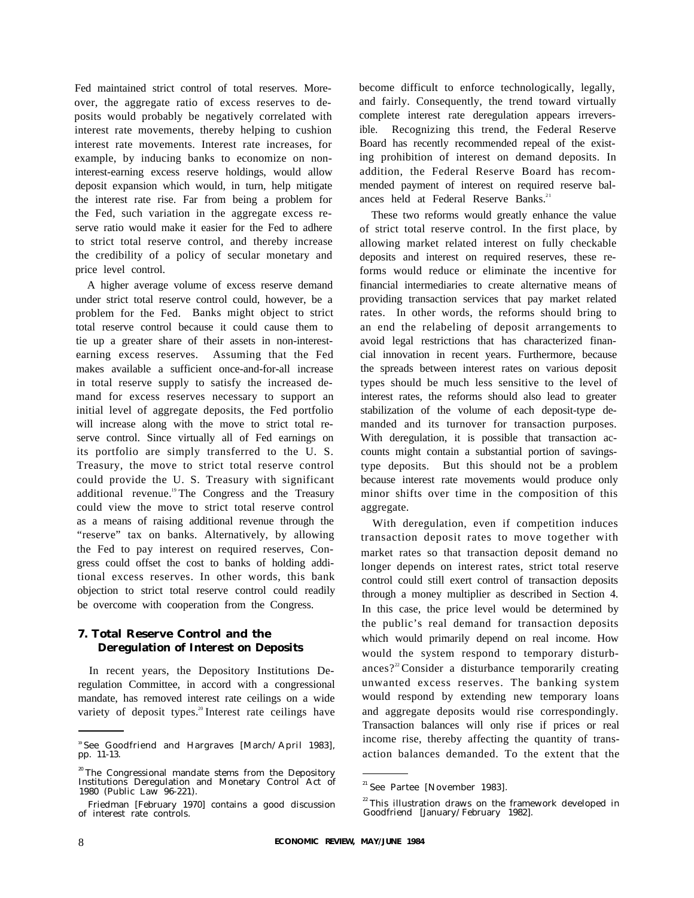Fed maintained strict control of total reserves. Moreover, the aggregate ratio of excess reserves to deposits would probably be negatively correlated with interest rate movements, thereby helping to cushion interest rate movements. Interest rate increases, for example, by inducing banks to economize on non-interest-earning excess reserve holdings, would allow deposit expansion which would, in turn, help mitigate the interest rate rise. Far from being a problem for the Fed, such variation in the aggregate excess reserve ratio would make it easier for the Fed to adhere to strict total reserve control, and thereby increase the credibility of a policy of secular monetary and price level control.

A higher average volume of excess reserve demand under strict total reserve control could, however, be a problem for the Fed. Banks might object to strict total reserve control because it could cause them to tie up a greater share of their assets in non-interest-earning excess reserves. Assuming that the Fed makes available a sufficient once-and-for-all increase in total reserve supply to satisfy the increased demand for excess reserves necessary to support an initial level of aggregate deposits, the Fed portfolio will increase along with the move to strict total reserve control. Since virtually all of Fed earnings on its portfolio are simply transferred to the U. S. Treasury, the move to strict total reserve control could provide the U. S. Treasury with significant additional revenue.[19] The Congress and the Treasury could view the move to strict total reserve control as a means of raising additional revenue through the "reserve" tax on banks. Alternatively, by allowing the Fed to pay interest on required reserves, Congress could offset the cost to banks of holding additional excess reserves. In other words, this bank objection to strict total reserve control could readily be overcome with cooperation from the Congress.

## 7. Total Reserve Control and the Deregulation of Interest on Deposits

In recent years, the Depository Institutions Deregulation Committee, in accord with a congressional mandate, has removed interest rate ceilings on a wide variety of deposit types.[20] Interest rate ceilings have become difficult to enforce technologically, legally, and fairly. Consequently, the trend toward virtually complete interest rate deregulation appears irreversible. Recognizing this trend, the Federal Reserve Board has recently recommended repeal of the existing prohibition of interest on demand deposits. In addition, the Federal Reserve Board has recommended payment of interest on required reserve balances held at Federal Reserve Banks.[21]

These two reforms would greatly enhance the value of strict total reserve control. In the first place, by allowing market related interest on fully checkable deposits and interest on required reserves, these reforms would reduce or eliminate the incentive for financial intermediaries to create alternative means of providing transaction services that pay market related rates. In other words, the reforms should bring to an end the relabeling of deposit arrangements to avoid legal restrictions that has characterized financial innovation in recent years. Furthermore, because the spreads between interest rates on various deposit types should be much less sensitive to the level of interest rates, the reforms should also lead to greater stabilization of the volume of each deposit-type demanded and its turnover for transaction purposes. With deregulation, it is possible that transaction accounts might contain a substantial portion of savings-type deposits. But this should not be a problem because interest rate movements would produce only minor shifts over time in the composition of this aggregate.

With deregulation, even if competition induces transaction deposit rates to move together with market rates so that transaction deposit demand no longer depends on interest rates, strict total reserve control could still exert control of transaction deposits through a money multiplier as described in Section 4. In this case, the price level would be determined by the public's real demand for transaction deposits which would primarily depend on real income. How would the system respond to temporary disturbances?[22] Consider a disturbance temporarily creating unwanted excess reserves. The banking system would respond by extending new temporary loans and aggregate deposits would rise correspondingly. Transaction balances will only rise if prices or real income rise, thereby affecting the quantity of transaction balances demanded. To the extent that the

---

[19] See Goodfriend and Hargraves [March/April 1983], pp. 11-13.

[20] The Congressional mandate stems from the Depository Institutions Deregulation and Monetary Control Act of 1980 (Public Law 96-221).

Friedman [February 1970] contains a good discussion of interest rate controls.

[21] See Partee [November 1983].

[22] This illustration draws on the framework developed in Goodfriend [January/February 1982].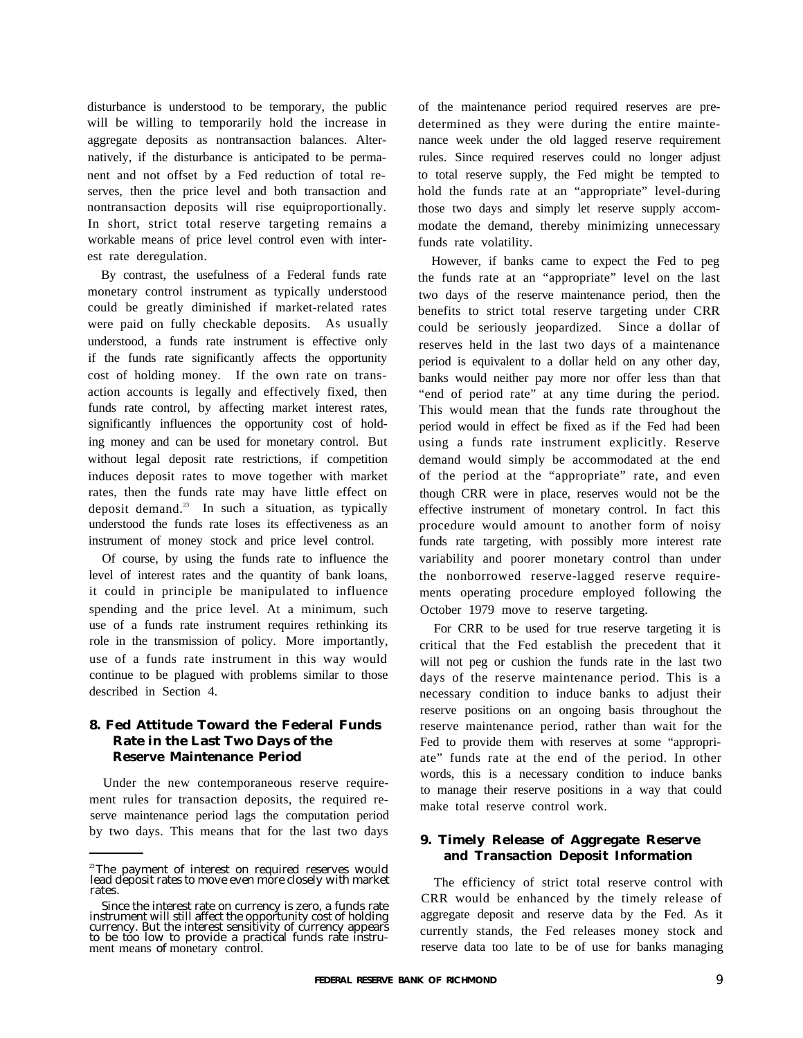disturbance is understood to be temporary, the public will be willing to temporarily hold the increase in aggregate deposits as nontransaction balances. Alternatively, if the disturbance is anticipated to be permanent and not offset by a Fed reduction of total reserves, then the price level and both transaction and nontransaction deposits will rise equiproportionally. In short, strict total reserve targeting remains a workable means of price level control even with interest rate deregulation.

By contrast, the usefulness of a Federal funds rate monetary control instrument as typically understood could be greatly diminished if market-related rates were paid on fully checkable deposits. As usually understood, a funds rate instrument is effective only if the funds rate significantly affects the opportunity cost of holding money. If the own rate on transaction accounts is legally and effectively fixed, then funds rate control, by affecting market interest rates, significantly influences the opportunity cost of holding money and can be used for monetary control. But without legal deposit rate restrictions, if competition induces deposit rates to move together with market rates, then the funds rate may have little effect on deposit demand.[23] In such a situation, as typically understood the funds rate loses its effectiveness as an instrument of money stock and price level control.

Of course, by using the funds rate to influence the level of interest rates and the quantity of bank loans, it could in principle be manipulated to influence spending and the price level. At a minimum, such use of a funds rate instrument requires rethinking its role in the transmission of policy. More importantly, use of a funds rate instrument in this way would continue to be plagued with problems similar to those described in Section 4.

## 8. Fed Attitude Toward the Federal Funds Rate in the Last Two Days of the Reserve Maintenance Period

Under the new contemporaneous reserve requirement rules for transaction deposits, the required reserve maintenance period lags the computation period by two days. This means that for the last two days of the maintenance period required reserves are predetermined as they were during the entire maintenance week under the old lagged reserve requirement rules. Since required reserves could no longer adjust to total reserve supply, the Fed might be tempted to hold the funds rate at an "appropriate" level-during those two days and simply let reserve supply accommodate the demand, thereby minimizing unnecessary funds rate volatility.

However, if banks came to expect the Fed to peg the funds rate at an "appropriate" level on the last two days of the reserve maintenance period, then the benefits to strict total reserve targeting under CRR could be seriously jeopardized. Since a dollar of reserves held in the last two days of a maintenance period is equivalent to a dollar held on any other day, banks would neither pay more nor offer less than that "end of period rate" at any time during the period. This would mean that the funds rate throughout the period would in effect be fixed as if the Fed had been using a funds rate instrument explicitly. Reserve demand would simply be accommodated at the end of the period at the "appropriate" rate, and even though CRR were in place, reserves would not be the effective instrument of monetary control. In fact this procedure would amount to another form of noisy funds rate targeting, with possibly more interest rate variability and poorer monetary control than under the nonborrowed reserve-lagged reserve requirements operating procedure employed following the October 1979 move to reserve targeting.

For CRR to be used for true reserve targeting it is critical that the Fed establish the precedent that it will not peg or cushion the funds rate in the last two days of the reserve maintenance period. This is a necessary condition to induce banks to adjust their reserve positions on an ongoing basis throughout the reserve maintenance period, rather than wait for the Fed to provide them with reserves at some "appropriate" funds rate at the end of the period. In other words, this is a necessary condition to induce banks to manage their reserve positions in a way that could make total reserve control work.

## 9. Timely Release of Aggregate Reserve and Transaction Deposit Information

The efficiency of strict total reserve control with CRR would be enhanced by the timely release of aggregate deposit and reserve data by the Fed. As it currently stands, the Fed releases money stock and reserve data too late to be of use for banks managing

---

[23] The payment of interest on required reserves would lead deposit rates to move even more closely with market rates.

Since the interest rate on currency is zero, a funds rate instrument will still affect the opportunity cost of holding currency. But the interest sensitivity of currency appears to be too low to provide a practical funds rate instrument means of monetary control.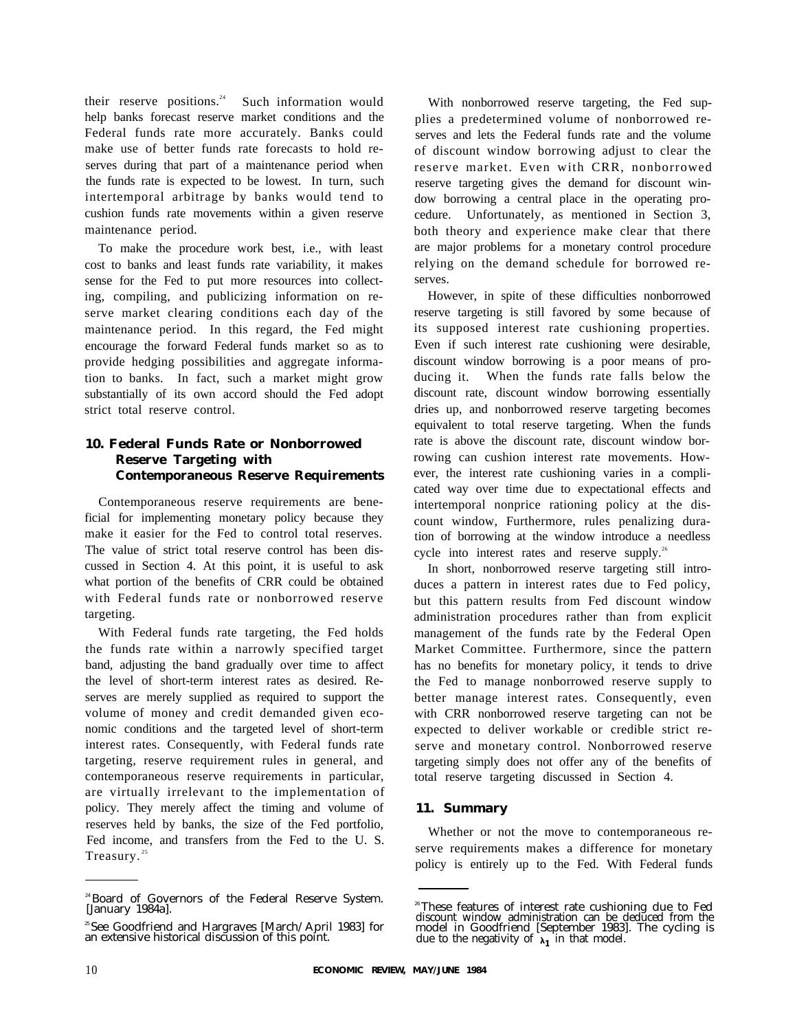their reserve positions.[24] Such information would help banks forecast reserve market conditions and the Federal funds rate more accurately. Banks could make use of better funds rate forecasts to hold reserves during that part of a maintenance period when the funds rate is expected to be lowest. In turn, such intertemporal arbitrage by banks would tend to cushion funds rate movements within a given reserve maintenance period.

To make the procedure work best, i.e., with least cost to banks and least funds rate variability, it makes sense for the Fed to put more resources into collecting, compiling, and publicizing information on reserve market clearing conditions each day of the maintenance period. In this regard, the Fed might encourage the forward Federal funds market so as to provide hedging possibilities and aggregate information to banks. In fact, such a market might grow substantially of its own accord should the Fed adopt strict total reserve control.

## 10. Federal Funds Rate or Nonborrowed Reserve Targeting with Contemporaneous Reserve Requirements

Contemporaneous reserve requirements are beneficial for implementing monetary policy because they make it easier for the Fed to control total reserves. The value of strict total reserve control has been discussed in Section 4. At this point, it is useful to ask what portion of the benefits of CRR could be obtained with Federal funds rate or nonborrowed reserve targeting.

With Federal funds rate targeting, the Fed holds the funds rate within a narrowly specified target band, adjusting the band gradually over time to affect the level of short-term interest rates as desired. Reserves are merely supplied as required to support the volume of money and credit demanded given economic conditions and the targeted level of short-term interest rates. Consequently, with Federal funds rate targeting, reserve requirement rules in general, and contemporaneous reserve requirements in particular, are virtually irrelevant to the implementation of policy. They merely affect the timing and volume of reserves held by banks, the size of the Fed portfolio, Fed income, and transfers from the Fed to the U. S. Treasury.[25]

With nonborrowed reserve targeting, the Fed supplies a predetermined volume of nonborrowed reserves and lets the Federal funds rate and the volume of discount window borrowing adjust to clear the reserve market. Even with CRR, nonborrowed reserve targeting gives the demand for discount window borrowing a central place in the operating procedure. Unfortunately, as mentioned in Section 3, both theory and experience make clear that there are major problems for a monetary control procedure relying on the demand schedule for borrowed reserves.

However, in spite of these difficulties nonborrowed reserve targeting is still favored by some because of its supposed interest rate cushioning properties. Even if such interest rate cushioning were desirable, discount window borrowing is a poor means of producing it. When the funds rate falls below the discount rate, discount window borrowing essentially dries up, and nonborrowed reserve targeting becomes equivalent to total reserve targeting. When the funds rate is above the discount rate, discount window borrowing can cushion interest rate movements. However, the interest rate cushioning varies in a complicated way over time due to expectational effects and intertemporal nonprice rationing policy at the discount window, Furthermore, rules penalizing duration of borrowing at the window introduce a needless cycle into interest rates and reserve supply.[26]

In short, nonborrowed reserve targeting still introduces a pattern in interest rates due to Fed policy, but this pattern results from Fed discount window administration procedures rather than from explicit management of the funds rate by the Federal Open Market Committee. Furthermore, since the pattern has no benefits for monetary policy, it tends to drive the Fed to manage nonborrowed reserve supply to better manage interest rates. Consequently, even with CRR nonborrowed reserve targeting can not be expected to deliver workable or credible strict reserve and monetary control. Nonborrowed reserve targeting simply does not offer any of the benefits of total reserve targeting discussed in Section 4.

## 11. Summary

Whether or not the move to contemporaneous reserve requirements makes a difference for monetary policy is entirely up to the Fed. With Federal funds

---

[24] Board of Governors of the Federal Reserve System. [January 1984a].

[25] See Goodfriend and Hargraves [March/April 1983] for an extensive historical discussion of this point.

[26] These features of interest rate cushioning due to Fed discount window administration can be deduced from the model in Goodfriend [September 1983]. The cycling is due to the negativity of $\lambda_1$ in that model.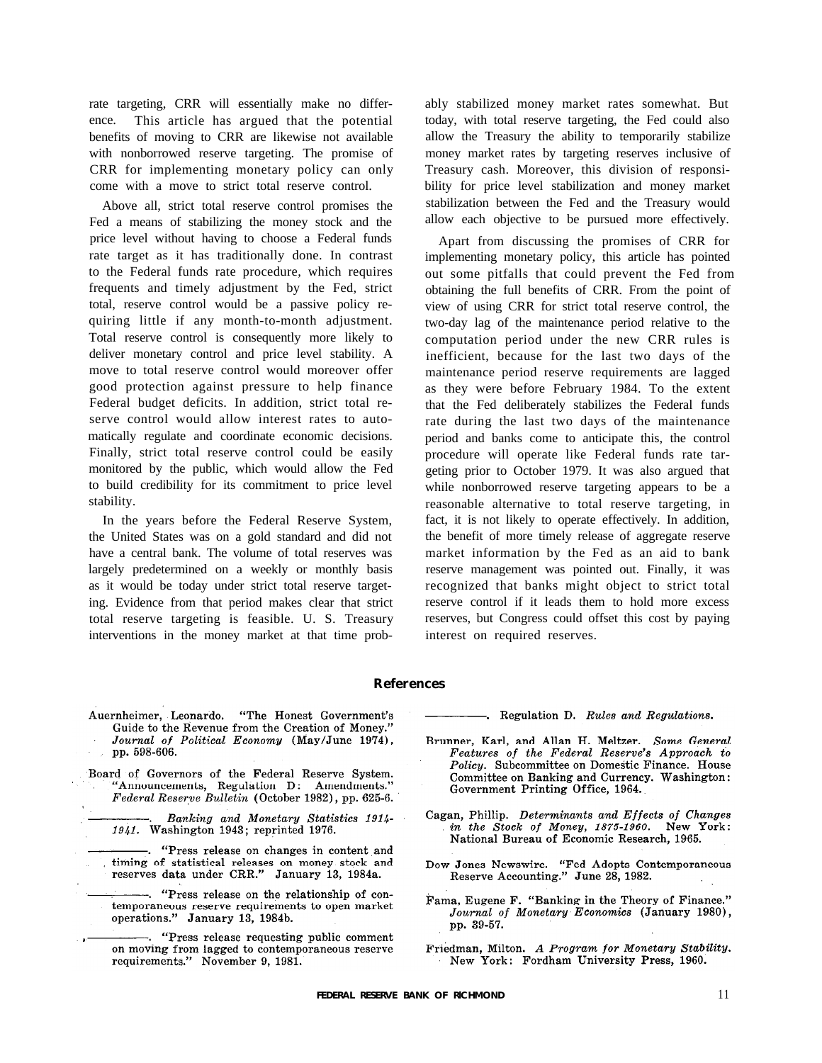rate targeting, CRR will essentially make no difference. This article has argued that the potential benefits of moving to CRR are likewise not available with nonborrowed reserve targeting. The promise of CRR for implementing monetary policy can only come with a move to strict total reserve control.

Above all, strict total reserve control promises the Fed a means of stabilizing the money stock and the price level without having to choose a Federal funds rate target as it has traditionally done. In contrast to the Federal funds rate procedure, which requires frequents and timely adjustment by the Fed, strict total, reserve control would be a passive policy requiring little if any month-to-month adjustment. Total reserve control is consequently more likely to deliver monetary control and price level stability. A move to total reserve control would moreover offer good protection against pressure to help finance Federal budget deficits. In addition, strict total reserve control would allow interest rates to automatically regulate and coordinate economic decisions. Finally, strict total reserve control could be easily monitored by the public, which would allow the Fed to build credibility for its commitment to price level stability.

In the years before the Federal Reserve System, the United States was on a gold standard and did not have a central bank. The volume of total reserves was largely predetermined on a weekly or monthly basis as it would be today under strict total reserve targeting. Evidence from that period makes clear that strict total reserve targeting is feasible. U. S. Treasury interventions in the money market at that time probably stabilized money market rates somewhat. But today, with total reserve targeting, the Fed could also allow the Treasury the ability to temporarily stabilize money market rates by targeting reserves inclusive of Treasury cash. Moreover, this division of responsibility for price level stabilization and money market stabilization between the Fed and the Treasury would allow each objective to be pursued more effectively.

Apart from discussing the promises of CRR for implementing monetary policy, this article has pointed out some pitfalls that could prevent the Fed from obtaining the full benefits of CRR. From the point of view of using CRR for strict total reserve control, the two-day lag of the maintenance period relative to the computation period under the new CRR rules is inefficient, because for the last two days of the maintenance period reserve requirements are lagged as they were before February 1984. To the extent that the Fed deliberately stabilizes the Federal funds rate during the last two days of the maintenance period and banks come to anticipate this, the control procedure will operate like Federal funds rate targeting prior to October 1979. It was also argued that while nonborrowed reserve targeting appears to be a reasonable alternative to total reserve targeting, in fact, it is not likely to operate effectively. In addition, the benefit of more timely release of aggregate reserve market information by the Fed as an aid to bank reserve management was pointed out. Finally, it was recognized that banks might object to strict total reserve control if it leads them to hold more excess reserves, but Congress could offset this cost by paying interest on required reserves.

## References

Auernheimer, Leonardo. "The Honest Government's Guide to the Revenue from the Creation of Money." *Journal of Political Economy* (May/June 1974), pp. 598-606.

Board of Governors of the Federal Reserve System. "Announcements, Regulation D: Amendments." *Federal Reserve Bulletin* (October 1982), pp. 625-6.

————. *Banking and Monetary Statistics 1914-1941.* Washington 1943; reprinted 1976.

————. "Press release on changes in content and timing of statistical releases on money stock and reserves data under CRR." January 13, 1984a.

————. "Press release on the relationship of contemporaneous reserve requirements to open market operations." January 13, 1984b.

————. "Press release requesting public comment on moving from lagged to contemporaneous reserve requirements." November 9, 1981.

————. Regulation D. *Rules and Regulations.*

Brunner, Karl, and Allan H. Meltzer. *Some General Features of the Federal Reserve's Approach to Policy.* Subcommittee on Domestic Finance. House Committee on Banking and Currency. Washington: Government Printing Office, 1964.

Cagan, Phillip. *Determinants and Effects of Changes in the Stock of Money, 1875-1960.* New York: National Bureau of Economic Research, 1965.

Dow Jones Newswire. "Fed Adopts Contemporaneous Reserve Accounting." June 28, 1982.

Fama, Eugene F. "Banking in the Theory of Finance." *Journal of Monetary Economics* (January 1980), pp. 39-57.

Friedman, Milton. *A Program for Monetary Stability.* New York: Fordham University Press, 1960.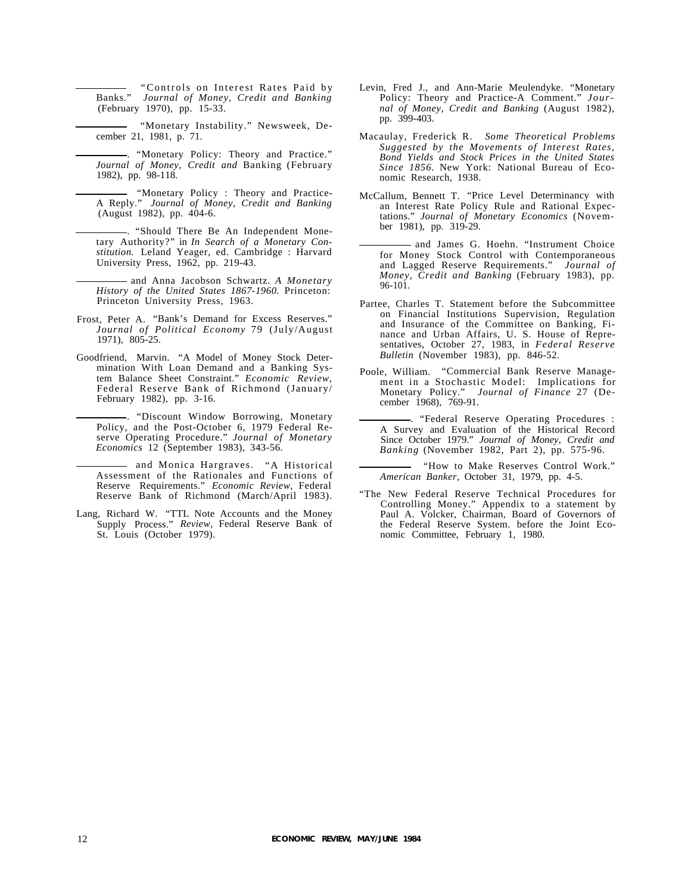———. "Controls on Interest Rates Paid by Banks." *Journal of Money, Credit and Banking* (February 1970), pp. 15-33.

———. "Monetary Instability." Newsweek, December 21, 1981, p. 71.

———. "Monetary Policy: Theory and Practice." *Journal of Money, Credit and* Banking (February 1982), pp. 98-118.

———. "Monetary Policy : Theory and Practice-A Reply." *Journal of Money, Credit and Banking* (August 1982), pp. 404-6.

———. "Should There Be An Independent Monetary Authority?" in *In Search of a Monetary Constitution.* Leland Yeager, ed. Cambridge : Harvard University Press, 1962, pp. 219-43.

——— and Anna Jacobson Schwartz. *A Monetary History of the United States 1867-1960.* Princeton: Princeton University Press, 1963.

Frost, Peter A. "Bank's Demand for Excess Reserves." *Journal of Political Economy* 79 (July/August 1971), 805-25.

Goodfriend, Marvin. "A Model of Money Stock Determination With Loan Demand and a Banking System Balance Sheet Constraint." *Economic Review,* Federal Reserve Bank of Richmond (January/February 1982), pp. 3-16.

———. "Discount Window Borrowing, Monetary Policy, and the Post-October 6, 1979 Federal Reserve Operating Procedure." *Journal of Monetary Economics* 12 (September 1983), 343-56.

——— and Monica Hargraves. "A Historical Assessment of the Rationales and Functions of Reserve Requirements." *Economic Review,* Federal Reserve Bank of Richmond (March/April 1983).

Lang, Richard W. "TTL Note Accounts and the Money Supply Process." *Review,* Federal Reserve Bank of St. Louis (October 1979).

Levin, Fred J., and Ann-Marie Meulendyke. "Monetary Policy: Theory and Practice-A Comment." *Journal of Money, Credit and Banking* (August 1982), pp. 399-403.

Macaulay, Frederick R. *Some Theoretical Problems Suggested by the Movements of Interest Rates, Bond Yields and Stock Prices in the United States Since 1856.* New York: National Bureau of Economic Research, 1938.

McCallum, Bennett T. "Price Level Determinancy with an Interest Rate Policy Rule and Rational Expectations." *Journal of Monetary Economics* (November 1981), pp. 319-29.

——— and James G. Hoehn. "Instrument Choice for Money Stock Control with Contemporaneous and Lagged Reserve Requirements." *Journal of Money, Credit and Banking* (February 1983), pp. 96-101.

Partee, Charles T. Statement before the Subcommittee on Financial Institutions Supervision, Regulation and Insurance of the Committee on Banking, Finance and Urban Affairs, U. S. House of Representatives, October 27, 1983, in *Federal Reserve Bulletin* (November 1983), pp. 846-52.

Poole, William. "Commercial Bank Reserve Management in a Stochastic Model: Implications for Monetary Policy." *Journal of Finance* 27 (December 1968), 769-91.

———. "Federal Reserve Operating Procedures : A Survey and Evaluation of the Historical Record Since October 1979." *Journal of Money, Credit and Banking* (November 1982, Part 2), pp. 575-96.

———. "How to Make Reserves Control Work." *American Banker,* October 31, 1979, pp. 4-5.

"The New Federal Reserve Technical Procedures for Controlling Money." Appendix to a statement by Paul A. Volcker, Chairman, Board of Governors of the Federal Reserve System. before the Joint Economic Committee, February 1, 1980.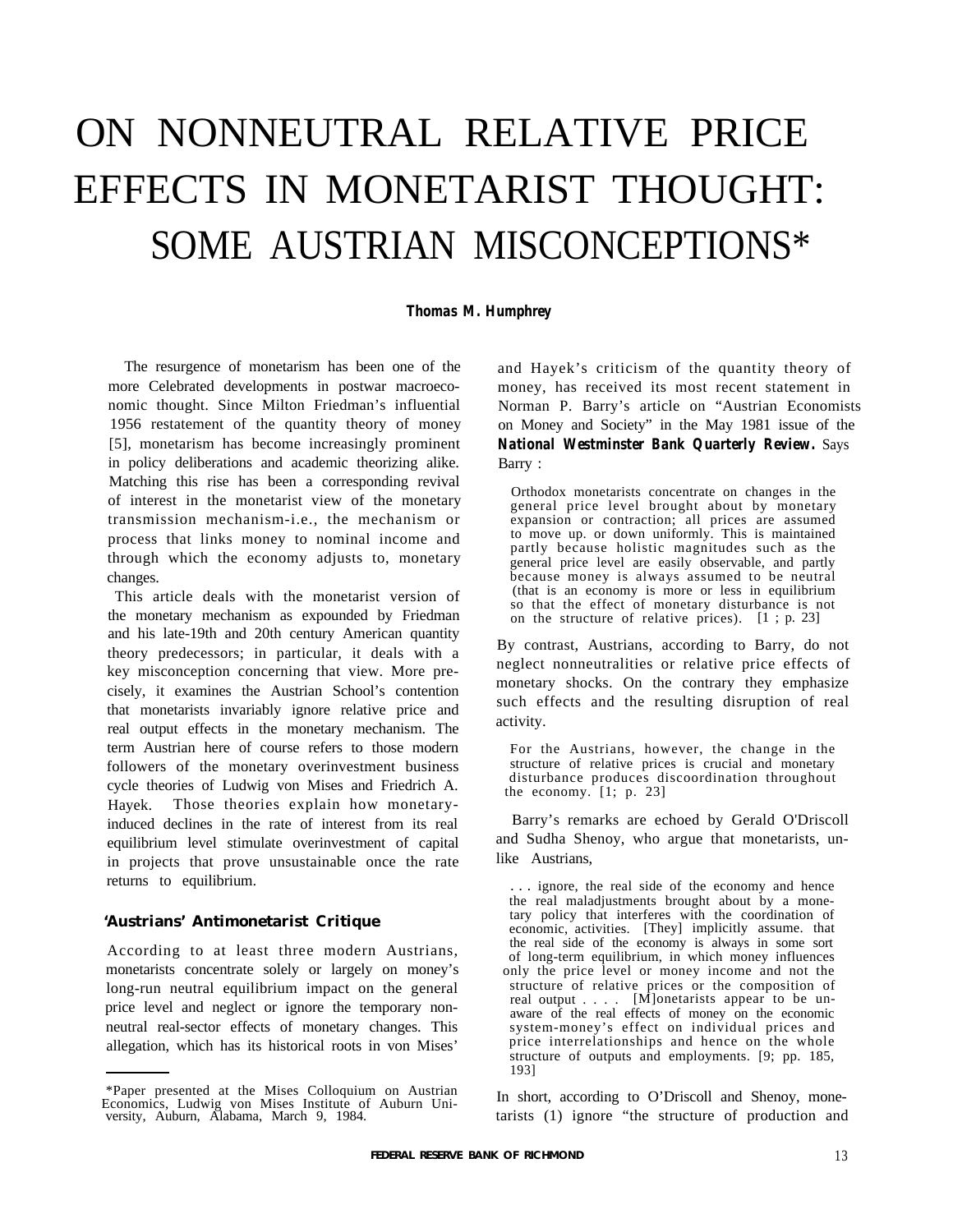# ON NONNEUTRAL RELATIVE PRICE EFFECTS IN MONETARIST THOUGHT: SOME AUSTRIAN MISCONCEPTIONS*

**Thomas M. Humphrey**

The resurgence of monetarism has been one of the more Celebrated developments in postwar macroeconomic thought. Since Milton Friedman's influential 1956 restatement of the quantity theory of money [5], monetarism has become increasingly prominent in policy deliberations and academic theorizing alike. Matching this rise has been a corresponding revival of interest in the monetarist view of the monetary transmission mechanism-i.e., the mechanism or process that links money to nominal income and through which the economy adjusts to, monetary changes.

This article deals with the monetarist version of the monetary mechanism as expounded by Friedman and his late-19th and 20th century American quantity theory predecessors; in particular, it deals with a key misconception concerning that view. More precisely, it examines the Austrian School's contention that monetarists invariably ignore relative price and real output effects in the monetary mechanism. The term Austrian here of course refers to those modern followers of the monetary overinvestment business cycle theories of Ludwig von Mises and Friedrich A. Hayek. Those theories explain how monetary-induced declines in the rate of interest from its real equilibrium level stimulate overinvestment of capital in projects that prove unsustainable once the rate returns to equilibrium.

## 'Austrians' Antimonetarist Critique

According to at least three modern Austrians, monetarists concentrate solely or largely on money's long-run neutral equilibrium impact on the general price level and neglect or ignore the temporary nonneutral real-sector effects of monetary changes. This allegation, which has its historical roots in von Mises' and Hayek's criticism of the quantity theory of money, has received its most recent statement in Norman P. Barry's article on "Austrian Economists on Money and Society" in the May 1981 issue of the ***National Westminster Bank Quarterly Review.*** Says Barry :

> Orthodox monetarists concentrate on changes in the general price level brought about by monetary expansion or contraction; all prices are assumed to move up. or down uniformly. This is maintained partly because holistic magnitudes such as the general price level are easily observable, and partly because money is always assumed to be neutral (that is an economy is more or less in equilibrium so that the effect of monetary disturbance is not on the structure of relative prices). [1 ; p. 23]

By contrast, Austrians, according to Barry, do not neglect nonneutralities or relative price effects of monetary shocks. On the contrary they emphasize such effects and the resulting disruption of real activity.

> For the Austrians, however, the change in the structure of relative prices is crucial and monetary disturbance produces discoordination throughout the economy. [1; p. 23]

Barry's remarks are echoed by Gerald O'Driscoll and Sudha Shenoy, who argue that monetarists, unlike Austrians,

> . . . ignore, the real side of the economy and hence the real maladjustments brought about by a monetary policy that interferes with the coordination of economic, activities. [They] implicitly assume. that the real side of the economy is always in some sort of long-term equilibrium, in which money influences only the price level or money income and not the structure of relative prices or the composition of real output . . . . [M]onetarists appear to be unaware of the real effects of money on the economic system-money's effect on individual prices and price interrelationships and hence on the whole structure of outputs and employments. [9; pp. 185, 193]

In short, according to O'Driscoll and Shenoy, monetarists (1) ignore "the structure of production and

---

*Paper presented at the Mises Colloquium on Austrian Economics, Ludwig von Mises Institute of Auburn University, Auburn, Alabama, March 9, 1984.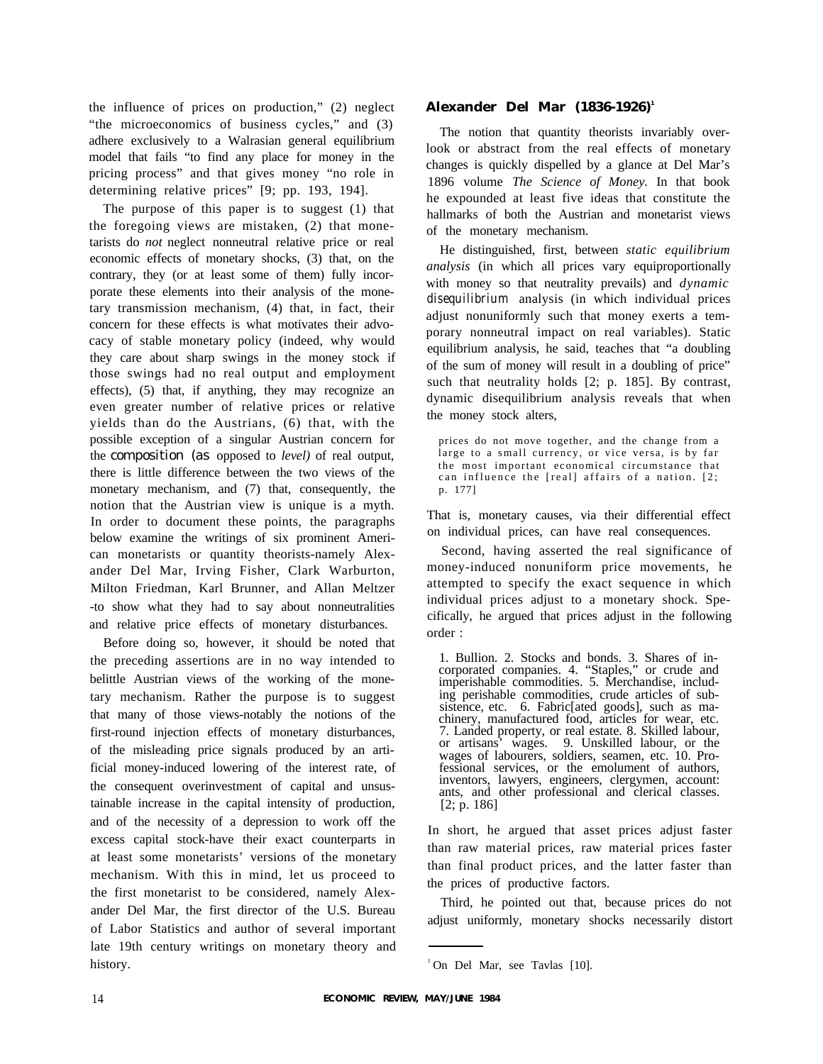the influence of prices on production," (2) neglect "the microeconomics of business cycles," and (3) adhere exclusively to a Walrasian general equilibrium model that fails "to find any place for money in the pricing process" and that gives money "no role in determining relative prices" [9; pp. 193, 194].

The purpose of this paper is to suggest (1) that the foregoing views are mistaken, (2) that monetarists do *not* neglect nonneutral relative price or real economic effects of monetary shocks, (3) that, on the contrary, they (or at least some of them) fully incorporate these elements into their analysis of the monetary transmission mechanism, (4) that, in fact, their concern for these effects is what motivates their advocacy of stable monetary policy (indeed, why would they care about sharp swings in the money stock if those swings had no real output and employment effects), (5) that, if anything, they may recognize an even greater number of relative prices or relative yields than do the Austrians, (6) that, with the possible exception of a singular Austrian concern for the *composition* (as opposed to *level)* of real output, there is little difference between the two views of the monetary mechanism, and (7) that, consequently, the notion that the Austrian view is unique is a myth. In order to document these points, the paragraphs below examine the writings of six prominent American monetarists or quantity theorists-namely Alexander Del Mar, Irving Fisher, Clark Warburton, Milton Friedman, Karl Brunner, and Allan Meltzer -to show what they had to say about nonneutralities and relative price effects of monetary disturbances.

Before doing so, however, it should be noted that the preceding assertions are in no way intended to belittle Austrian views of the working of the monetary mechanism. Rather the purpose is to suggest that many of those views-notably the notions of the first-round injection effects of monetary disturbances, of the misleading price signals produced by an artificial money-induced lowering of the interest rate, of the consequent overinvestment of capital and unsustainable increase in the capital intensity of production, and of the necessity of a depression to work off the excess capital stock-have their exact counterparts in at least some monetarists' versions of the monetary mechanism. With this in mind, let us proceed to the first monetarist to be considered, namely Alexander Del Mar, the first director of the U.S. Bureau of Labor Statistics and author of several important late 19th century writings on monetary theory and history.

## Alexander Del Mar (1836-1926)[1]

The notion that quantity theorists invariably overlook or abstract from the real effects of monetary changes is quickly dispelled by a glance at Del Mar's 1896 volume *The Science of Money.* In that book he expounded at least five ideas that constitute the hallmarks of both the Austrian and monetarist views of the monetary mechanism.

He distinguished, first, between *static equilibrium analysis* (in which all prices vary equiproportionally with money so that neutrality prevails) and *dynamic disequilibrium* analysis (in which individual prices adjust nonuniformly such that money exerts a temporary nonneutral impact on real variables). Static equilibrium analysis, he said, teaches that "a doubling of the sum of money will result in a doubling of price" such that neutrality holds [2; p. 185]. By contrast, dynamic disequilibrium analysis reveals that when the money stock alters,

> prices do not move together, and the change from a large to a small currency, or vice versa, is by far the most important economical circumstance that can influence the [real] affairs of a nation. [2; p. 177]

That is, monetary causes, via their differential effect on individual prices, can have real consequences.

Second, having asserted the real significance of money-induced nonuniform price movements, he attempted to specify the exact sequence in which individual prices adjust to a monetary shock. Specifically, he argued that prices adjust in the following order :

> 1. Bullion. 2. Stocks and bonds. 3. Shares of incorporated companies. 4. "Staples," or crude and imperishable commodities. 5. Merchandise, including perishable commodities, crude articles of subsistence, etc. 6. Fabric[ated goods], such as machinery, manufactured food, articles for wear, etc. 7. Landed property, or real estate. 8. Skilled labour, or artisans' wages. 9. Unskilled labour, or the wages of labourers, soldiers, seamen, etc. 10. Professional services, or the emolument of authors, inventors, lawyers, engineers, clergymen, accountants, and other professional and clerical classes. [2; p. 186]

In short, he argued that asset prices adjust faster than raw material prices, raw material prices faster than final product prices, and the latter faster than the prices of productive factors.

Third, he pointed out that, because prices do not adjust uniformly, monetary shocks necessarily distort

[1] On Del Mar, see Tavlas [10].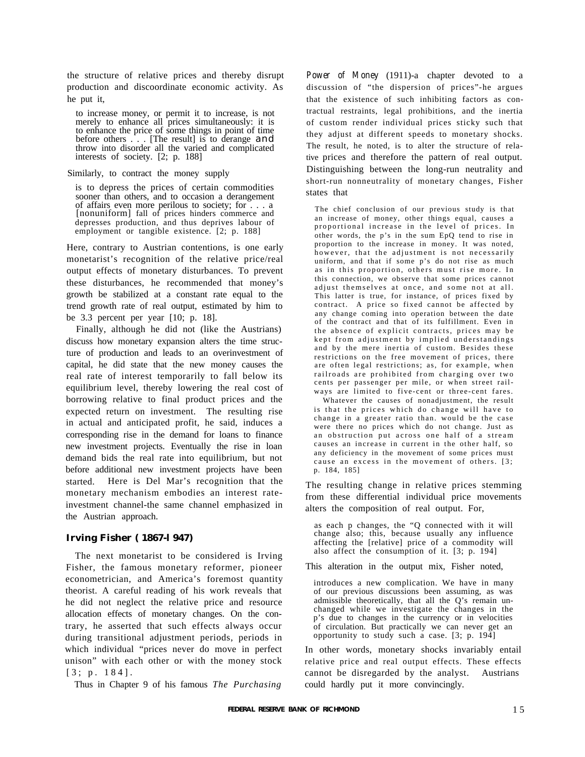the structure of relative prices and thereby disrupt production and discoordinate economic activity. As he put it,

> to increase money, or permit it to increase, is not merely to enhance all prices simultaneously: it is to enhance the price of some things in point of time before others . . . [The result] is to derange and throw into disorder all the varied and complicated interests of society. [2; p. 188]

Similarly, to contract the money supply

> is to depress the prices of certain commodities sooner than others, and to occasion a derangement of affairs even more perilous to society; for . . . a [nonuniform] fall of prices hinders commerce and depresses production, and thus deprives labour of employment or tangible existence. [2; p. 188]

Here, contrary to Austrian contentions, is one early monetarist's recognition of the relative price/real output effects of monetary disturbances. To prevent these disturbances, he recommended that money's growth be stabilized at a constant rate equal to the trend growth rate of real output, estimated by him to be 3.3 percent per year [10; p. 18].

Finally, although he did not (like the Austrians) discuss how monetary expansion alters the time structure of production and leads to an overinvestment of capital, he did state that the new money causes the real rate of interest temporarily to fall below its equilibrium level, thereby lowering the real cost of borrowing relative to final product prices and the expected return on investment. The resulting rise in actual and anticipated profit, he said, induces a corresponding rise in the demand for loans to finance new investment projects. Eventually the rise in loan demand bids the real rate into equilibrium, but not before additional new investment projects have been started. Here is Del Mar's recognition that the monetary mechanism embodies an interest rate-investment channel-the same channel emphasized in the Austrian approach.

### Irving Fisher (1867-1947)

The next monetarist to be considered is Irving Fisher, the famous monetary reformer, pioneer econometrician, and America's foremost quantity theorist. A careful reading of his work reveals that he did not neglect the relative price and resource allocation effects of monetary changes. On the contrary, he asserted that such effects always occur during transitional adjustment periods, periods in which individual "prices never do move in perfect unison" with each other or with the money stock [3; p. 184].

Thus in Chapter 9 of his famous *The Purchasing Power of Money* (1911)-a chapter devoted to a discussion of "the dispersion of prices"-he argues that the existence of such inhibiting factors as contractual restraints, legal prohibitions, and the inertia of custom render individual prices sticky such that they adjust at different speeds to monetary shocks. The result, he noted, is to alter the structure of relative prices and therefore the pattern of real output. Distinguishing between the long-run neutrality and short-run nonneutrality of monetary changes, Fisher states that

> The chief conclusion of our previous study is that an increase of money, other things equal, causes a proportional increase in the level of prices. In other words, the p's in the sum EpQ tend to rise in proportion to the increase in money. It was noted, however, that the adjustment is not necessarily uniform, and that if some p's do not rise as much as in this proportion, others must rise more. In this connection, we observe that some prices cannot adjust themselves at once, and some not at all. This latter is true, for instance, of prices fixed by contract. A price so fixed cannot be affected by any change coming into operation between the date of the contract and that of its fulfillment. Even in the absence of explicit contracts, prices may be kept from adjustment by implied understandings and by the mere inertia of custom. Besides these restrictions on the free movement of prices, there are often legal restrictions; as, for example, when railroads are prohibited from charging over two cents per passenger per mile, or when street railways are limited to five-cent or three-cent fares.
>
> Whatever the causes of nonadjustment, the result is that the prices which do change will have to change in a greater ratio than. would be the case were there no prices which do not change. Just as an obstruction put across one half of a stream causes an increase in current in the other half, so any deficiency in the movement of some prices must cause an excess in the movement of others. [3; p. 184, 185]

The resulting change in relative prices stemming from these differential individual price movements alters the composition of real output. For,

> as each p changes, the "Q connected with it will change also; this, because usually any influence affecting the [relative] price of a commodity will also affect the consumption of it. [3; p. 194]

This alteration in the output mix, Fisher noted,

> introduces a new complication. We have in many of our previous discussions been assuming, as was admissible theoretically, that all the Q's remain unchanged while we investigate the changes in the p's due to changes in the currency or in velocities of circulation. But practically we can never get an opportunity to study such a case. [3; p. 194]

In other words, monetary shocks invariably entail relative price and real output effects. These effects cannot be disregarded by the analyst. Austrians could hardly put it more convincingly.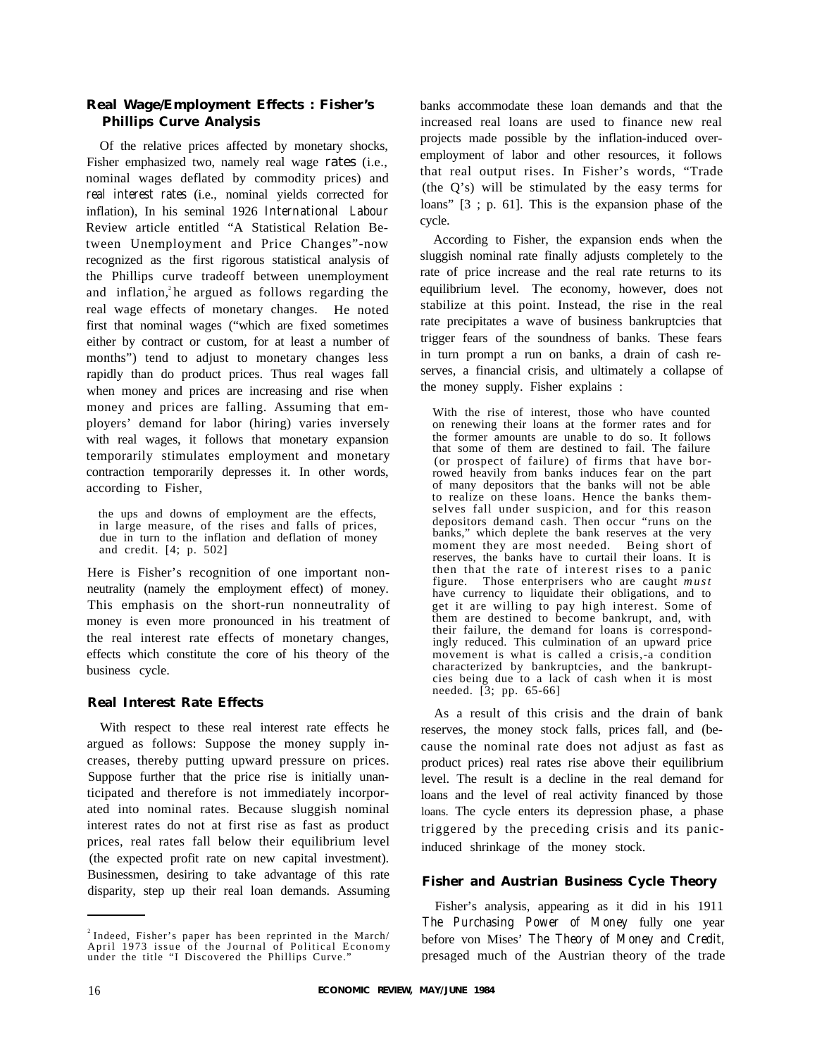## Real Wage/Employment Effects : Fisher's Phillips Curve Analysis

Of the relative prices affected by monetary shocks, Fisher emphasized two, namely real wage *rates* (i.e., nominal wages deflated by commodity prices) and *real interest rates* (i.e., nominal yields corrected for inflation), In his seminal 1926 *International Labour* Review article entitled "A Statistical Relation Between Unemployment and Price Changes"-now recognized as the first rigorous statistical analysis of the Phillips curve tradeoff between unemployment and inflation,[2] he argued as follows regarding the real wage effects of monetary changes. He noted first that nominal wages ("which are fixed sometimes either by contract or custom, for at least a number of months") tend to adjust to monetary changes less rapidly than do product prices. Thus real wages fall when money and prices are increasing and rise when money and prices are falling. Assuming that employers' demand for labor (hiring) varies inversely with real wages, it follows that monetary expansion temporarily stimulates employment and monetary contraction temporarily depresses it. In other words, according to Fisher,

> the ups and downs of employment are the effects, in large measure, of the rises and falls of prices, due in turn to the inflation and deflation of money and credit. [4; p. 502]

Here is Fisher's recognition of one important nonneutrality (namely the employment effect) of money. This emphasis on the short-run nonneutrality of money is even more pronounced in his treatment of the real interest rate effects of monetary changes, effects which constitute the core of his theory of the business cycle.

## Real Interest Rate Effects

With respect to these real interest rate effects he argued as follows: Suppose the money supply increases, thereby putting upward pressure on prices. Suppose further that the price rise is initially unanticipated and therefore is not immediately incorporated into nominal rates. Because sluggish nominal interest rates do not at first rise as fast as product prices, real rates fall below their equilibrium level (the expected profit rate on new capital investment). Businessmen, desiring to take advantage of this rate disparity, step up their real loan demands. Assuming banks accommodate these loan demands and that the increased real loans are used to finance new real projects made possible by the inflation-induced overemployment of labor and other resources, it follows that real output rises. In Fisher's words, "Trade (the Q's) will be stimulated by the easy terms for loans" [3 ; p. 61]. This is the expansion phase of the cycle.

According to Fisher, the expansion ends when the sluggish nominal rate finally adjusts completely to the rate of price increase and the real rate returns to its equilibrium level. The economy, however, does not stabilize at this point. Instead, the rise in the real rate precipitates a wave of business bankruptcies that trigger fears of the soundness of banks. These fears in turn prompt a run on banks, a drain of cash reserves, a financial crisis, and ultimately a collapse of the money supply. Fisher explains :

> With the rise of interest, those who have counted on renewing their loans at the former rates and for the former amounts are unable to do so. It follows that some of them are destined to fail. The failure (or prospect of failure) of firms that have borrowed heavily from banks induces fear on the part of many depositors that the banks will not be able to realize on these loans. Hence the banks themselves fall under suspicion, and for this reason depositors demand cash. Then occur "runs on the banks," which deplete the bank reserves at the very moment they are most needed. Being short of reserves, the banks have to curtail their loans. It is then that the rate of interest rises to a panic figure. Those enterprisers who are caught *must* have currency to liquidate their obligations, and to get it are willing to pay high interest. Some of them are destined to become bankrupt, and, with their failure, the demand for loans is correspondingly reduced. This culmination of an upward price movement is what is called a crisis,-a condition characterized by bankruptcies, and the bankruptcies being due to a lack of cash when it is most needed. [3; pp. 65-66]

As a result of this crisis and the drain of bank reserves, the money stock falls, prices fall, and (because the nominal rate does not adjust as fast as product prices) real rates rise above their equilibrium level. The result is a decline in the real demand for loans and the level of real activity financed by those loans. The cycle enters its depression phase, a phase triggered by the preceding crisis and its panic-induced shrinkage of the money stock.

## Fisher and Austrian Business Cycle Theory

Fisher's analysis, appearing as it did in his 1911 *The Purchasing Power of Money* fully one year before von Mises' *The Theory of Money and Credit,* presaged much of the Austrian theory of the trade

---

[2] Indeed, Fisher's paper has been reprinted in the March/April 1973 issue of the Journal of Political Economy under the title "I Discovered the Phillips Curve."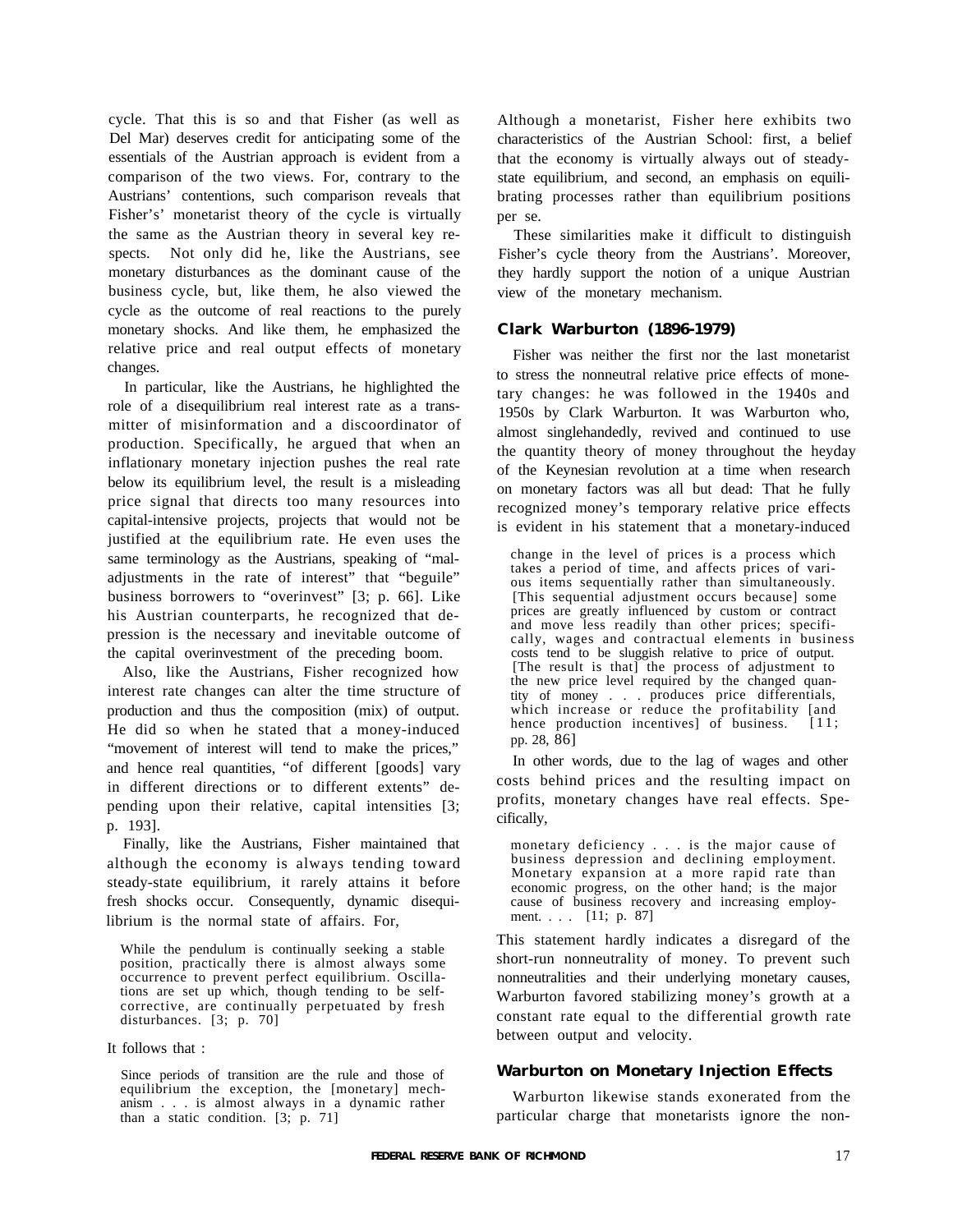cycle. That this is so and that Fisher (as well as Del Mar) deserves credit for anticipating some of the essentials of the Austrian approach is evident from a comparison of the two views. For, contrary to the Austrians' contentions, such comparison reveals that Fisher's' monetarist theory of the cycle is virtually the same as the Austrian theory in several key respects. Not only did he, like the Austrians, see monetary disturbances as the dominant cause of the business cycle, but, like them, he also viewed the cycle as the outcome of real reactions to the purely monetary shocks. And like them, he emphasized the relative price and real output effects of monetary changes.

In particular, like the Austrians, he highlighted the role of a disequilibrium real interest rate as a transmitter of misinformation and a discoordinator of production. Specifically, he argued that when an inflationary monetary injection pushes the real rate below its equilibrium level, the result is a misleading price signal that directs too many resources into capital-intensive projects, projects that would not be justified at the equilibrium rate. He even uses the same terminology as the Austrians, speaking of "maladjustments in the rate of interest" that "beguile" business borrowers to "overinvest" [3; p. 66]. Like his Austrian counterparts, he recognized that depression is the necessary and inevitable outcome of the capital overinvestment of the preceding boom.

Also, like the Austrians, Fisher recognized how interest rate changes can alter the time structure of production and thus the composition (mix) of output. He did so when he stated that a money-induced "movement of interest will tend to make the prices," and hence real quantities, "of different [goods] vary in different directions or to different extents" depending upon their relative, capital intensities [3; p. 193].

Finally, like the Austrians, Fisher maintained that although the economy is always tending toward steady-state equilibrium, it rarely attains it before fresh shocks occur. Consequently, dynamic disequilibrium is the normal state of affairs. For,

> While the pendulum is continually seeking a stable position, practically there is almost always some occurrence to prevent perfect equilibrium. Oscillations are set up which, though tending to be self-corrective, are continually perpetuated by fresh disturbances. [3; p. 70]

It follows that :

> Since periods of transition are the rule and those of equilibrium the exception, the [monetary] mechanism . . . is almost always in a dynamic rather than a static condition. [3; p. 71]

Although a monetarist, Fisher here exhibits two characteristics of the Austrian School: first, a belief that the economy is virtually always out of steady-state equilibrium, and second, an emphasis on equilibrating processes rather than equilibrium positions per se.

These similarities make it difficult to distinguish Fisher's cycle theory from the Austrians'. Moreover, they hardly support the notion of a unique Austrian view of the monetary mechanism.

### Clark Warburton (1896-1979)

Fisher was neither the first nor the last monetarist to stress the nonneutral relative price effects of monetary changes: he was followed in the 1940s and 1950s by Clark Warburton. It was Warburton who, almost singlehandedly, revived and continued to use the quantity theory of money throughout the heyday of the Keynesian revolution at a time when research on monetary factors was all but dead: That he fully recognized money's temporary relative price effects is evident in his statement that a monetary-induced

> change in the level of prices is a process which takes a period of time, and affects prices of various items sequentially rather than simultaneously. [This sequential adjustment occurs because] some prices are greatly influenced by custom or contract and move less readily than other prices; specifically, wages and contractual elements in business costs tend to be sluggish relative to price of output. [The result is that] the process of adjustment to the new price level required by the changed quantity of money . . . produces price differentials, which increase or reduce the profitability [and hence production incentives] of business. [11; pp. 28, 86]

In other words, due to the lag of wages and other costs behind prices and the resulting impact on profits, monetary changes have real effects. Specifically,

> monetary deficiency . . . is the major cause of business depression and declining employment. Monetary expansion at a more rapid rate than economic progress, on the other hand; is the major cause of business recovery and increasing employment. . . . [11; p. 87]

This statement hardly indicates a disregard of the short-run nonneutrality of money. To prevent such nonneutralities and their underlying monetary causes, Warburton favored stabilizing money's growth at a constant rate equal to the differential growth rate between output and velocity.

### Warburton on Monetary Injection Effects

Warburton likewise stands exonerated from the particular charge that monetarists ignore the non-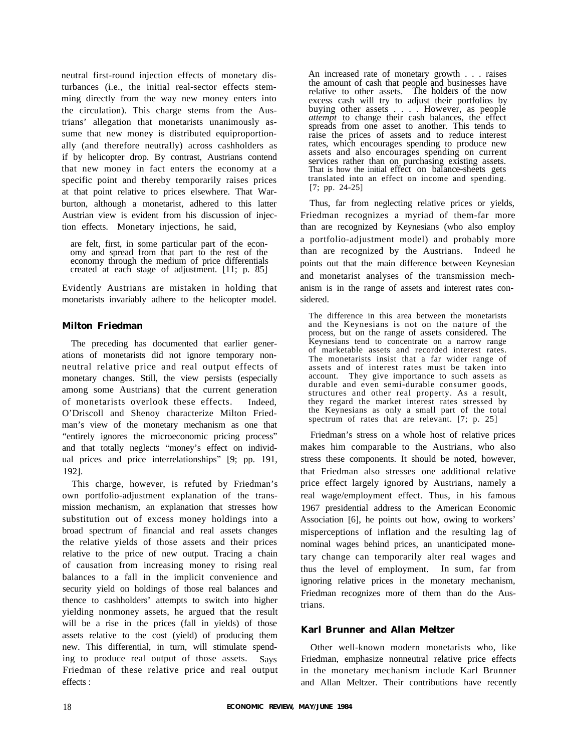neutral first-round injection effects of monetary disturbances (i.e., the initial real-sector effects stemming directly from the way new money enters into the circulation). This charge stems from the Austrians' allegation that monetarists unanimously assume that new money is distributed equiproportionally (and therefore neutrally) across cashholders as if by helicopter drop. By contrast, Austrians contend that new money in fact enters the economy at a specific point and thereby temporarily raises prices at that point relative to prices elsewhere. That Warburton, although a monetarist, adhered to this latter Austrian view is evident from his discussion of injection effects. Monetary injections, he said,

> are felt, first, in some particular part of the economy and spread from that part to the rest of the economy through the medium of price differentials created at each stage of adjustment. [11; p. 85]

Evidently Austrians are mistaken in holding that monetarists invariably adhere to the helicopter model.

## Milton Friedman

The preceding has documented that earlier generations of monetarists did not ignore temporary nonneutral relative price and real output effects of monetary changes. Still, the view persists (especially among some Austrians) that the current generation of monetarists overlook these effects. Indeed, O'Driscoll and Shenoy characterize Milton Friedman's view of the monetary mechanism as one that "entirely ignores the microeconomic pricing process" and that totally neglects "money's effect on individual prices and price interrelationships" [9; pp. 191, 192].

This charge, however, is refuted by Friedman's own portfolio-adjustment explanation of the transmission mechanism, an explanation that stresses how substitution out of excess money holdings into a broad spectrum of financial and real assets changes the relative yields of those assets and their prices relative to the price of new output. Tracing a chain of causation from increasing money to rising real balances to a fall in the implicit convenience and security yield on holdings of those real balances and thence to cashholders' attempts to switch into higher yielding nonmoney assets, he argued that the result will be a rise in the prices (fall in yields) of those assets relative to the cost (yield) of producing them new. This differential, in turn, will stimulate spending to produce real output of those assets. Says Friedman of these relative price and real output effects:

> An increased rate of monetary growth . . . raises the amount of cash that people and businesses have relative to other assets. The holders of the now excess cash will try to adjust their portfolios by buying other assets . . . . However, as people *attempt* to change their cash balances, the effect spreads from one asset to another. This tends to raise the prices of assets and to reduce interest rates, which encourages spending to produce new assets and also encourages spending on current services rather than on purchasing existing assets. That is how the initial effect on balance-sheets gets translated into an effect on income and spending. [7; pp. 24-25]

Thus, far from neglecting relative prices or yields, Friedman recognizes a myriad of them-far more than are recognized by Keynesians (who also employ a portfolio-adjustment model) and probably more than are recognized by the Austrians. Indeed he points out that the main difference between Keynesian and monetarist analyses of the transmission mechanism is in the range of assets and interest rates considered.

> The difference in this area between the monetarists and the Keynesians is not on the nature of the process, but on the range of assets considered. The Keynesians tend to concentrate on a narrow range of marketable assets and recorded interest rates. The monetarists insist that a far wider range of assets and of interest rates must be taken into account. They give importance to such assets as durable and even semi-durable consumer goods, structures and other real property. As a result, they regard the market interest rates stressed by the Keynesians as only a small part of the total spectrum of rates that are relevant. [7; p. 25]

Friedman's stress on a whole host of relative prices makes him comparable to the Austrians, who also stress these components. It should be noted, however, that Friedman also stresses one additional relative price effect largely ignored by Austrians, namely a real wage/employment effect. Thus, in his famous 1967 presidential address to the American Economic Association [6], he points out how, owing to workers' misperceptions of inflation and the resulting lag of nominal wages behind prices, an unanticipated monetary change can temporarily alter real wages and thus the level of employment. In sum, far from ignoring relative prices in the monetary mechanism, Friedman recognizes more of them than do the Austrians.

## Karl Brunner and Allan Meltzer

Other well-known modern monetarists who, like Friedman, emphasize nonneutral relative price effects in the monetary mechanism include Karl Brunner and Allan Meltzer. Their contributions have recently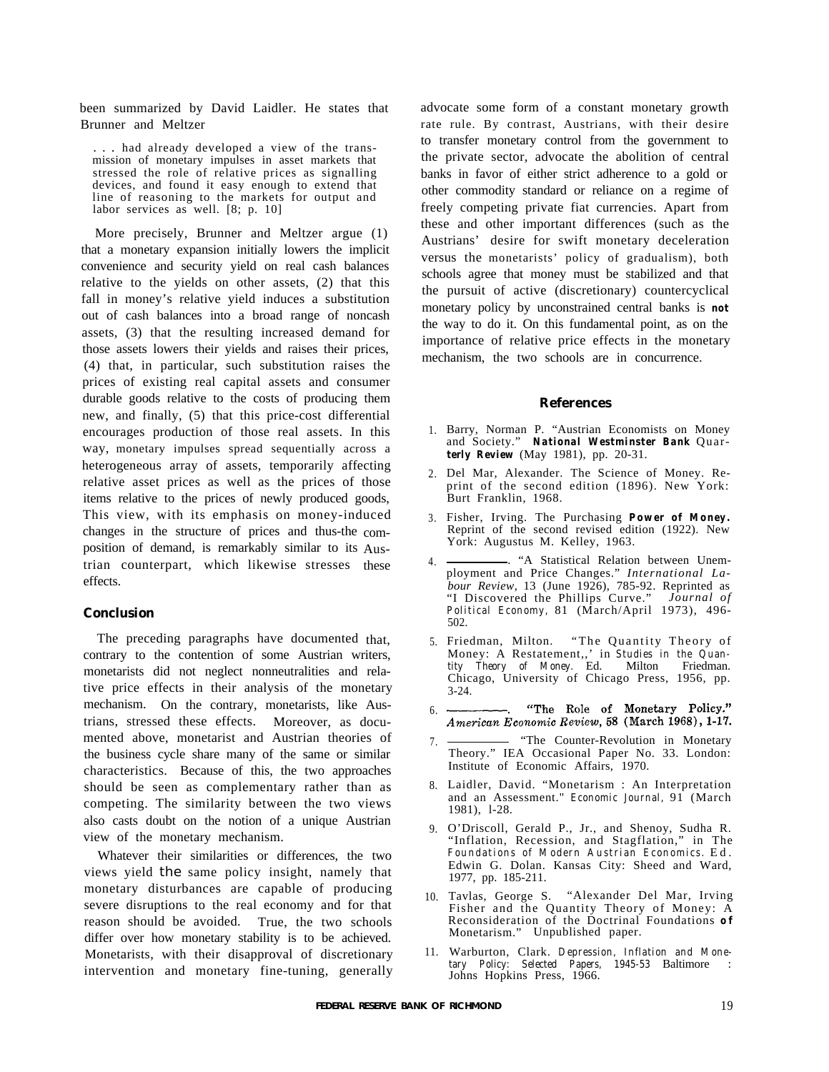been summarized by David Laidler. He states that Brunner and Meltzer

> . . . had already developed a view of the transmission of monetary impulses in asset markets that stressed the role of relative prices as signalling devices, and found it easy enough to extend that line of reasoning to the markets for output and labor services as well. [8; p. 10]

More precisely, Brunner and Meltzer argue (1) that a monetary expansion initially lowers the implicit convenience and security yield on real cash balances relative to the yields on other assets, (2) that this fall in money's relative yield induces a substitution out of cash balances into a broad range of noncash assets, (3) that the resulting increased demand for those assets lowers their yields and raises their prices, (4) that, in particular, such substitution raises the prices of existing real capital assets and consumer durable goods relative to the costs of producing them new, and finally, (5) that this price-cost differential encourages production of those real assets. In this way, monetary impulses spread sequentially across a heterogeneous array of assets, temporarily affecting relative asset prices as well as the prices of those items relative to the prices of newly produced goods, This view, with its emphasis on money-induced changes in the structure of prices and thus-the composition of demand, is remarkably similar to its Austrian counterpart, which likewise stresses these effects.

## Conclusion

The preceding paragraphs have documented that, contrary to the contention of some Austrian writers, monetarists did not neglect nonneutralities and relative price effects in their analysis of the monetary mechanism. On the contrary, monetarists, like Austrians, stressed these effects. Moreover, as documented above, monetarist and Austrian theories of the business cycle share many of the same or similar characteristics. Because of this, the two approaches should be seen as complementary rather than as competing. The similarity between the two views also casts doubt on the notion of a unique Austrian view of the monetary mechanism.

Whatever their similarities or differences, the two views yield the same policy insight, namely that monetary disturbances are capable of producing severe disruptions to the real economy and for that reason should be avoided. True, the two schools differ over how monetary stability is to be achieved. Monetarists, with their disapproval of discretionary intervention and monetary fine-tuning, generally advocate some form of a constant monetary growth rate rule. By contrast, Austrians, with their desire to transfer monetary control from the government to the private sector, advocate the abolition of central banks in favor of either strict adherence to a gold or other commodity standard or reliance on a regime of freely competing private fiat currencies. Apart from these and other important differences (such as the Austrians' desire for swift monetary deceleration versus the monetarists' policy of gradualism), both schools agree that money must be stabilized and that the pursuit of active (discretionary) countercyclical monetary policy by unconstrained central banks is **not** the way to do it. On this fundamental point, as on the importance of relative price effects in the monetary mechanism, the two schools are in concurrence.

## References

1. Barry, Norman P. "Austrian Economists on Money and Society." ***National Westminster Bank* Quarterly Review** (May 1981), pp. 20-31.
2. Del Mar, Alexander. The Science of Money. Reprint of the second edition (1896). New York: Burt Franklin, 1968.
3. Fisher, Irving. The Purchasing **Power of Money.** Reprint of the second revised edition (1922). New York: Augustus M. Kelley, 1963.
4. ———. "A Statistical Relation between Unemployment and Price Changes." *International Labour Review*, 13 (June 1926), 785-92. Reprinted as "I Discovered the Phillips Curve." *Journal of Political Economy*, 81 (March/April 1973), 496-502.
5. Friedman, Milton. "The Quantity Theory of Money: A Restatement,,' in *Studies in the Quantity Theory of Money.* Ed. Milton Friedman. Chicago, University of Chicago Press, 1956, pp. 3-24.
6. ———. "The Role of Monetary Policy." *American Economic Review*, 58 (March 1968), 1-17.
7. ——— "The Counter-Revolution in Monetary Theory." IEA Occasional Paper No. 33. London: Institute of Economic Affairs, 1970.
8. Laidler, David. "Monetarism : An Interpretation and an Assessment." *Economic Journal,* 91 (March 1981), l-28.
9. O'Driscoll, Gerald P., Jr., and Shenoy, Sudha R. "Inflation, Recession, and Stagflation," in The *Foundations of Modern Austrian Economics.* Ed. Edwin G. Dolan. Kansas City: Sheed and Ward, 1977, pp. 185-211.
10. Tavlas, George S. "Alexander Del Mar, Irving Fisher and the Quantity Theory of Money: A Reconsideration of the Doctrinal Foundations **of** Monetarism." Unpublished paper.
11. Warburton, Clark. *Depression, Inflation and Monetary Policy: Selected Papers, 1945-53* Baltimore : Johns Hopkins Press, 1966.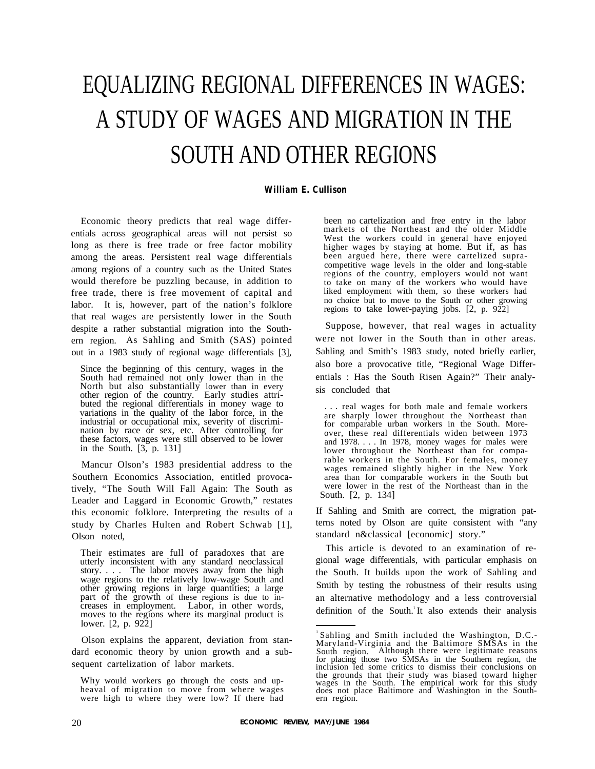# EQUALIZING REGIONAL DIFFERENCES IN WAGES: A STUDY OF WAGES AND MIGRATION IN THE SOUTH AND OTHER REGIONS

**William E. Cullison**

Economic theory predicts that real wage differentials across geographical areas will not persist so long as there is free trade or free factor mobility among the areas. Persistent real wage differentials among regions of a country such as the United States would therefore be puzzling because, in addition to free trade, there is free movement of capital and labor. It is, however, part of the nation's folklore that real wages are persistently lower in the South despite a rather substantial migration into the Southern region. As Sahling and Smith (SAS) pointed out in a 1983 study of regional wage differentials [3],

> Since the beginning of this century, wages in the South had remained not only lower than in the North but also substantially lower than in every other region of the country. Early studies attributed the regional differentials in money wage to variations in the quality of the labor force, in the industrial or occupational mix, severity of discrimination by race or sex, etc. After controlling for these factors, wages were still observed to be lower in the South. [3, p. 131]

Mancur Olson's 1983 presidential address to the Southern Economics Association, entitled provocatively, "The South Will Fall Again: The South as Leader and Laggard in Economic Growth," restates this economic folklore. Interpreting the results of a study by Charles Hulten and Robert Schwab [1], Olson noted,

> Their estimates are full of paradoxes that are utterly inconsistent with any standard neoclassical story. . . . The labor moves away from the high wage regions to the relatively low-wage South and other growing regions in large quantities; a large part of the growth of these regions is due to increases in employment. Labor, in other words, moves to the regions where its marginal product is lower. [2, p. 922]

Olson explains the apparent, deviation from standard economic theory by union growth and a subsequent cartelization of labor markets.

> Why would workers go through the costs and upheaval of migration to move from where wages were high to where they were low? If there had been no cartelization and free entry in the labor markets of the Northeast and the older Middle West the workers could in general have enjoyed higher wages by staying at home. But if, as has been argued here, there were cartelized supra-competitive wage levels in the older and long-stable regions of the country, employers would not want to take on many of the workers who would have liked employment with them, so these workers had no choice but to move to the South or other growing regions to take lower-paying jobs. [2, p. 922]

Suppose, however, that real wages in actuality were not lower in the South than in other areas. Sahling and Smith's 1983 study, noted briefly earlier, also bore a provocative title, "Regional Wage Differentials : Has the South Risen Again?" Their analysis concluded that

> . . . real wages for both male and female workers are sharply lower throughout the Northeast than for comparable urban workers in the South. Moreover, these real differentials widen between 1973 and 1978. . . . In 1978, money wages for males were lower throughout the Northeast than for comparable workers in the South. For females, money wages remained slightly higher in the New York area than for comparable workers in the South but were lower in the rest of the Northeast than in the South. [2, p. 134]

If Sahling and Smith are correct, the migration patterns noted by Olson are quite consistent with "any standard n&classical [economic] story."

This article is devoted to an examination of regional wage differentials, with particular emphasis on the South. It builds upon the work of Sahling and Smith by testing the robustness of their results using an alternative methodology and a less controversial definition of the South.[1] It also extends their analysis

---

[1] Sahling and Smith included the Washington, D.C.-Maryland-Virginia and the Baltimore SMSAs in the South region. Although there were legitimate reasons for placing those two SMSAs in the Southern region, the inclusion led some critics to dismiss their conclusions on the grounds that their study was biased toward higher wages in the South. The empirical work for this study does not place Baltimore and Washington in the Southern region.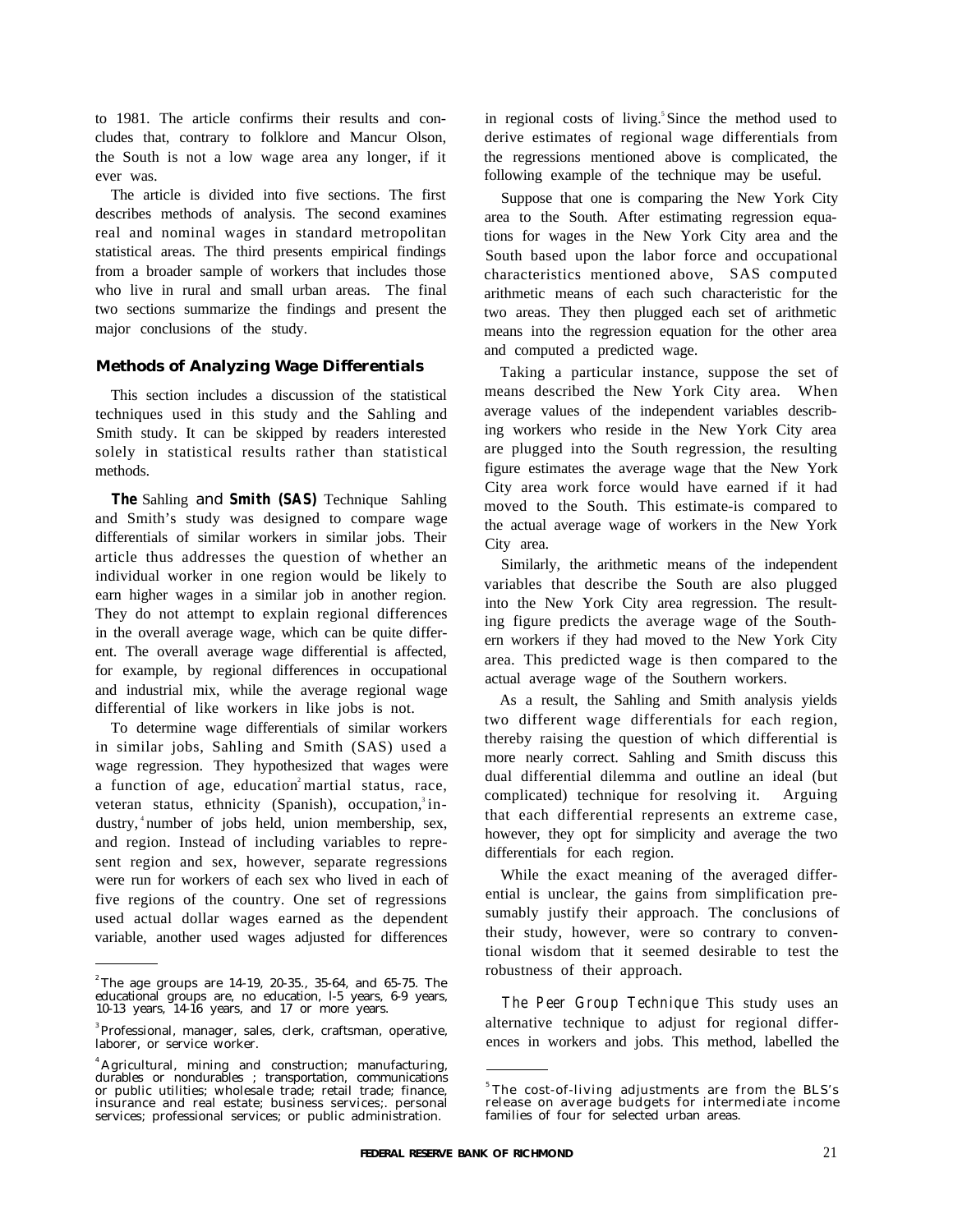to 1981. The article confirms their results and concludes that, contrary to folklore and Mancur Olson, the South is not a low wage area any longer, if it ever was.

The article is divided into five sections. The first describes methods of analysis. The second examines real and nominal wages in standard metropolitan statistical areas. The third presents empirical findings from a broader sample of workers that includes those who live in rural and small urban areas. The final two sections summarize the findings and present the major conclusions of the study.

## Methods of Analyzing Wage Differentials

This section includes a discussion of the statistical techniques used in this study and the Sahling and Smith study. It can be skipped by readers interested solely in statistical results rather than statistical methods.

**The Sahling and Smith (SAS) Technique** Sahling and Smith's study was designed to compare wage differentials of similar workers in similar jobs. Their article thus addresses the question of whether an individual worker in one region would be likely to earn higher wages in a similar job in another region. They do not attempt to explain regional differences in the overall average wage, which can be quite different. The overall average wage differential is affected, for example, by regional differences in occupational and industrial mix, while the average regional wage differential of like workers in like jobs is not.

To determine wage differentials of similar workers in similar jobs, Sahling and Smith (SAS) used a wage regression. They hypothesized that wages were a function of age, education[2] martial status, race, veteran status, ethnicity (Spanish), occupation,[3] industry,[4] number of jobs held, union membership, sex, and region. Instead of including variables to represent region and sex, however, separate regressions were run for workers of each sex who lived in each of five regions of the country. One set of regressions used actual dollar wages earned as the dependent variable, another used wages adjusted for differences in regional costs of living.[5] Since the method used to derive estimates of regional wage differentials from the regressions mentioned above is complicated, the following example of the technique may be useful.

Suppose that one is comparing the New York City area to the South. After estimating regression equations for wages in the New York City area and the South based upon the labor force and occupational characteristics mentioned above, SAS computed arithmetic means of each such characteristic for the two areas. They then plugged each set of arithmetic means into the regression equation for the other area and computed a predicted wage.

Taking a particular instance, suppose the set of means described the New York City area. When average values of the independent variables describing workers who reside in the New York City area are plugged into the South regression, the resulting figure estimates the average wage that the New York City area work force would have earned if it had moved to the South. This estimate-is compared to the actual average wage of workers in the New York City area.

Similarly, the arithmetic means of the independent variables that describe the South are also plugged into the New York City area regression. The resulting figure predicts the average wage of the Southern workers if they had moved to the New York City area. This predicted wage is then compared to the actual average wage of the Southern workers.

As a result, the Sahling and Smith analysis yields two different wage differentials for each region, thereby raising the question of which differential is more nearly correct. Sahling and Smith discuss this dual differential dilemma and outline an ideal (but complicated) technique for resolving it. Arguing that each differential represents an extreme case, however, they opt for simplicity and average the two differentials for each region.

While the exact meaning of the averaged differential is unclear, the gains from simplification presumably justify their approach. The conclusions of their study, however, were so contrary to conventional wisdom that it seemed desirable to test the robustness of their approach.

*The Peer Group Technique* This study uses an alternative technique to adjust for regional differences in workers and jobs. This method, labelled the

---

[2] The age groups are 14-19, 20-35., 35-64, and 65-75. The educational groups are, no education, l-5 years, 6-9 years, 10-13 years, 14-16 years, and 17 or more years.

[3] Professional, manager, sales, clerk, craftsman, operative, laborer, or service worker.

[4] Agricultural, mining and construction; manufacturing, durables or nondurables ; transportation, communications or public utilities; wholesale trade; retail trade; finance, insurance and real estate; business services;. personal services; professional services; or public administration.

[5] The cost-of-living adjustments are from the BLS's release on average budgets for intermediate income families of four for selected urban areas.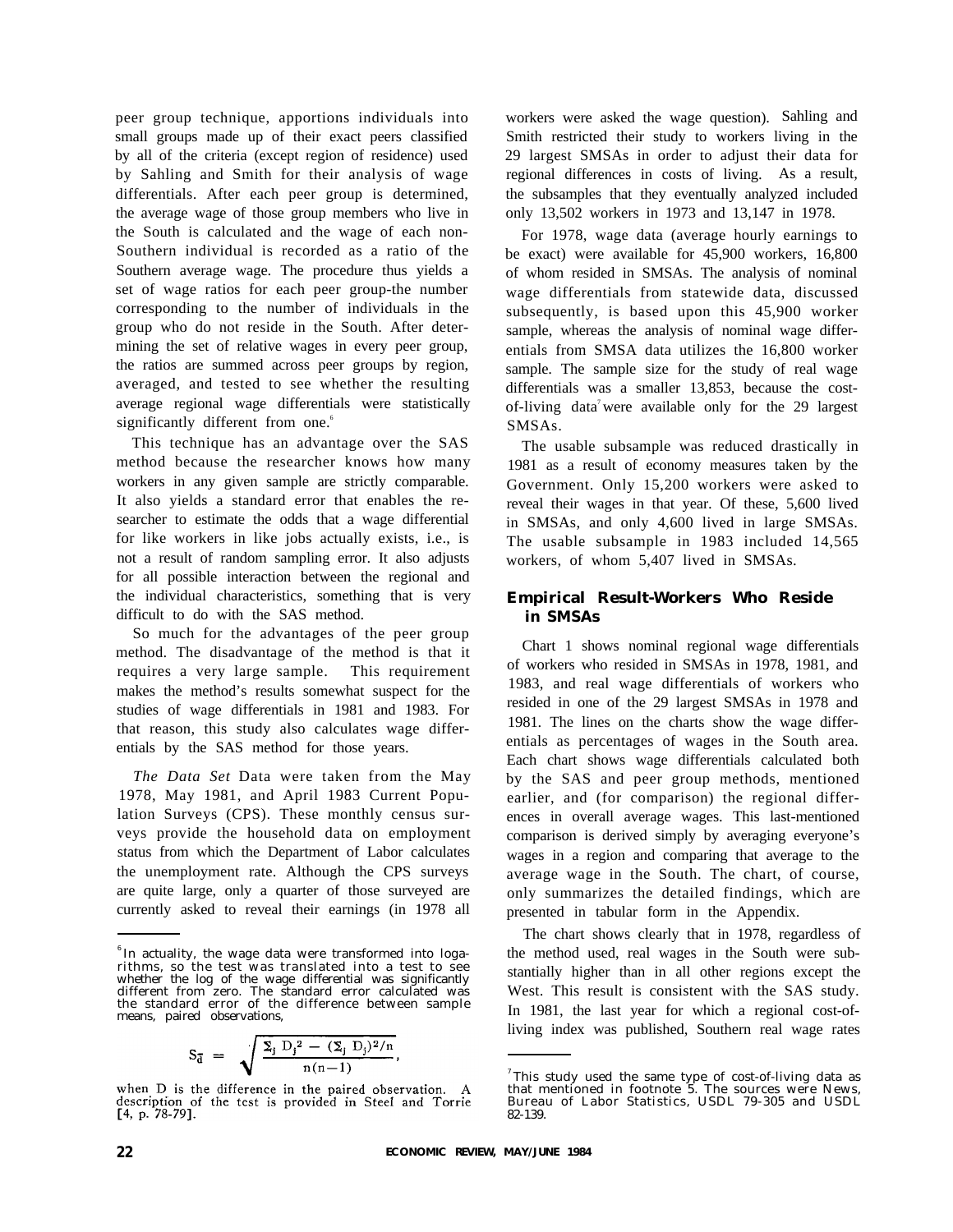peer group technique, apportions individuals into small groups made up of their exact peers classified by all of the criteria (except region of residence) used by Sahling and Smith for their analysis of wage differentials. After each peer group is determined, the average wage of those group members who live in the South is calculated and the wage of each non-Southern individual is recorded as a ratio of the Southern average wage. The procedure thus yields a set of wage ratios for each peer group-the number corresponding to the number of individuals in the group who do not reside in the South. After determining the set of relative wages in every peer group, the ratios are summed across peer groups by region, averaged, and tested to see whether the resulting average regional wage differentials were statistically significantly different from one.[6]

This technique has an advantage over the SAS method because the researcher knows how many workers in any given sample are strictly comparable. It also yields a standard error that enables the researcher to estimate the odds that a wage differential for like workers in like jobs actually exists, i.e., is not a result of random sampling error. It also adjusts for all possible interaction between the regional and the individual characteristics, something that is very difficult to do with the SAS method.

So much for the advantages of the peer group method. The disadvantage of the method is that it requires a very large sample. This requirement makes the method's results somewhat suspect for the studies of wage differentials in 1981 and 1983. For that reason, this study also calculates wage differentials by the SAS method for those years.

*The Data Set* Data were taken from the May 1978, May 1981, and April 1983 Current Population Surveys (CPS). These monthly census surveys provide the household data on employment status from which the Department of Labor calculates the unemployment rate. Although the CPS surveys are quite large, only a quarter of those surveyed are currently asked to reveal their earnings (in 1978 all workers were asked the wage question). Sahling and Smith restricted their study to workers living in the 29 largest SMSAs in order to adjust their data for regional differences in costs of living. As a result, the subsamples that they eventually analyzed included only 13,502 workers in 1973 and 13,147 in 1978.

For 1978, wage data (average hourly earnings to be exact) were available for 45,900 workers, 16,800 of whom resided in SMSAs. The analysis of nominal wage differentials from statewide data, discussed subsequently, is based upon this 45,900 worker sample, whereas the analysis of nominal wage differentials from SMSA data utilizes the 16,800 worker sample. The sample size for the study of real wage differentials was a smaller 13,853, because the cost-of-living data[7] were available only for the 29 largest SMSAs.

The usable subsample was reduced drastically in 1981 as a result of economy measures taken by the Government. Only 15,200 workers were asked to reveal their wages in that year. Of these, 5,600 lived in SMSAs, and only 4,600 lived in large SMSAs. The usable subsample in 1983 included 14,565 workers, of whom 5,407 lived in SMSAs.

## Empirical Result-Workers Who Reside in SMSAs

Chart 1 shows nominal regional wage differentials of workers who resided in SMSAs in 1978, 1981, and 1983, and real wage differentials of workers who resided in one of the 29 largest SMSAs in 1978 and 1981. The lines on the charts show the wage differentials as percentages of wages in the South area. Each chart shows wage differentials calculated both by the SAS and peer group methods, mentioned earlier, and (for comparison) the regional differences in overall average wages. This last-mentioned comparison is derived simply by averaging everyone's wages in a region and comparing that average to the average wage in the South. The chart, of course, only summarizes the detailed findings, which are presented in tabular form in the Appendix.

The chart shows clearly that in 1978, regardless of the method used, real wages in the South were substantially higher than in all other regions except the West. This result is consistent with the SAS study. In 1981, the last year for which a regional cost-of-living index was published, Southern real wage rates

---

[6] In actuality, the wage data were transformed into logarithms, so the test was translated into a test to see whether the log of the wage differential was significantly different from zero. The standard error calculated was the standard error of the difference between sample means, paired observations,

$$S_{\bar{d}} = \sqrt{\frac{\Sigma_j D_j^2 - (\Sigma_j D_j)^2/n}{n(n-1)}},$$

when D is the difference in the paired observation. A description of the test is provided in Steel and Torrie [4, p. 78-79].

[7] This study used the same type of cost-of-living data as that mentioned in footnote 5. The sources were News, Bureau of Labor Statistics, USDL 79-305 and USDL 82-139.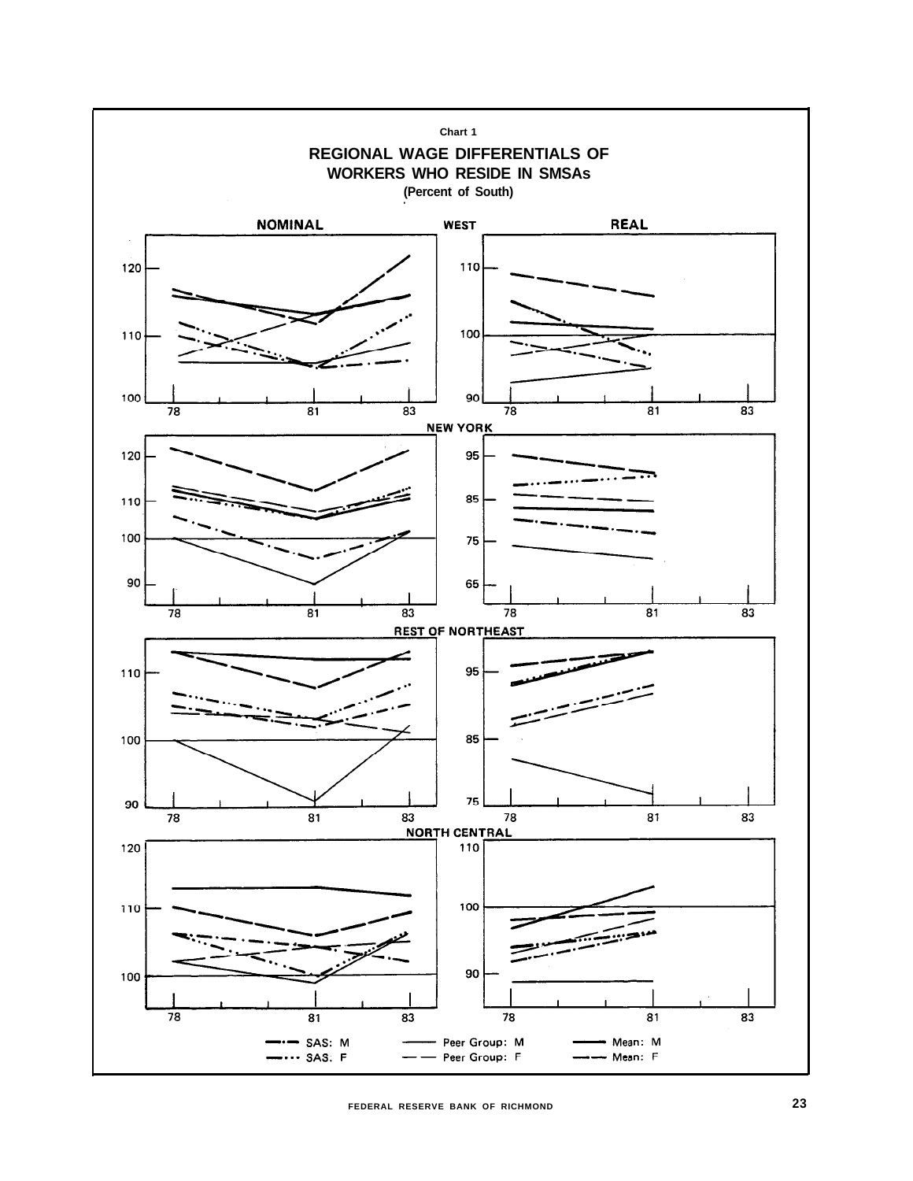Chart 1

## REGIONAL WAGE DIFFERENTIALS OF WORKERS WHO RESIDE IN SMSAs

(Percent of South)

NOMINAL — REAL

WEST

NEW YORK

REST OF NORTHEAST

NORTH CENTRAL

SAS: M — Peer Group: M — Mean: M

SAS: F — Peer Group: F — Mean: F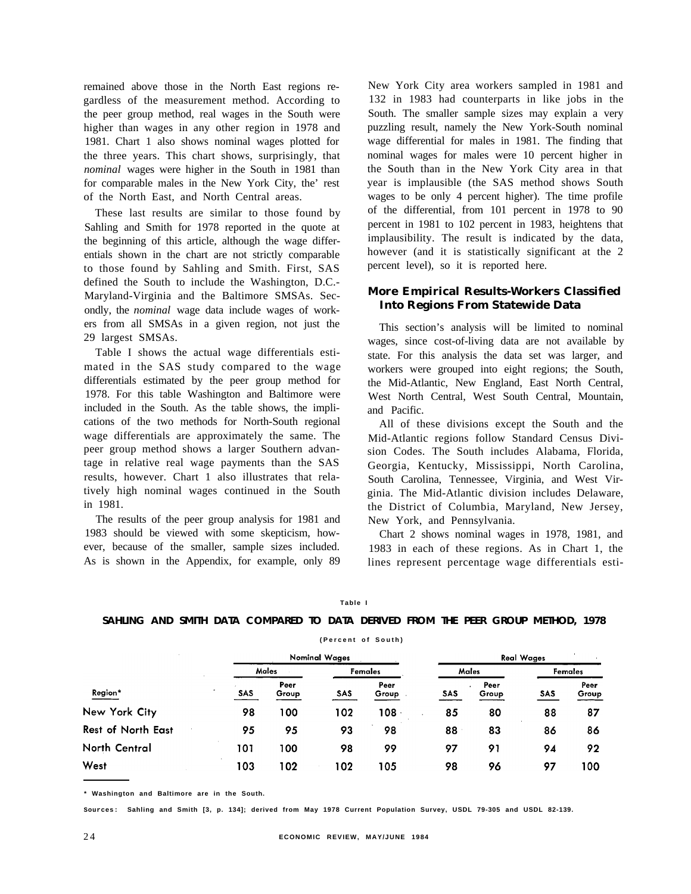remained above those in the North East regions regardless of the measurement method. According to the peer group method, real wages in the South were higher than wages in any other region in 1978 and 1981. Chart 1 also shows nominal wages plotted for the three years. This chart shows, surprisingly, that *nominal* wages were higher in the South in 1981 than for comparable males in the New York City, the' rest of the North East, and North Central areas.

These last results are similar to those found by Sahling and Smith for 1978 reported in the quote at the beginning of this article, although the wage differentials shown in the chart are not strictly comparable to those found by Sahling and Smith. First, SAS defined the South to include the Washington, D.C.-Maryland-Virginia and the Baltimore SMSAs. Secondly, the *nominal* wage data include wages of workers from all SMSAs in a given region, not just the 29 largest SMSAs.

Table I shows the actual wage differentials estimated in the SAS study compared to the wage differentials estimated by the peer group method for 1978. For this table Washington and Baltimore were included in the South. As the table shows, the implications of the two methods for North-South regional wage differentials are approximately the same. The peer group method shows a larger Southern advantage in relative real wage payments than the SAS results, however. Chart 1 also illustrates that relatively high nominal wages continued in the South in 1981.

The results of the peer group analysis for 1981 and 1983 should be viewed with some skepticism, however, because of the smaller, sample sizes included. As is shown in the Appendix, for example, only 89 New York City area workers sampled in 1981 and 132 in 1983 had counterparts in like jobs in the South. The smaller sample sizes may explain a very puzzling result, namely the New York-South nominal wage differential for males in 1981. The finding that nominal wages for males were 10 percent higher in the South than in the New York City area in that year is implausible (the SAS method shows South wages to be only 4 percent higher). The time profile of the differential, from 101 percent in 1978 to 90 percent in 1981 to 102 percent in 1983, heightens that implausibility. The result is indicated by the data, however (and it is statistically significant at the 2 percent level), so it is reported here.

## More Empirical Results-Workers Classified Into Regions From Statewide Data

This section's analysis will be limited to nominal wages, since cost-of-living data are not available by state. For this analysis the data set was larger, and workers were grouped into eight regions; the South, the Mid-Atlantic, New England, East North Central, West North Central, West South Central, Mountain, and Pacific.

All of these divisions except the South and the Mid-Atlantic regions follow Standard Census Division Codes. The South includes Alabama, Florida, Georgia, Kentucky, Mississippi, North Carolina, South Carolina, Tennessee, Virginia, and West Virginia. The Mid-Atlantic division includes Delaware, the District of Columbia, Maryland, New Jersey, New York, and Pennsylvania.

Chart 2 shows nominal wages in 1978, 1981, and 1983 in each of these regions. As in Chart 1, the lines represent percentage wage differentials esti-

**Table I**

**SAHLING AND SMITH DATA COMPARED TO DATA DERIVED FROM THE PEER GROUP METHOD, 1978**

(Percent of South)

| | Nominal Wages | | | | Real Wages | | | |
|---|---|---|---|---|---|---|---|---|
| | Males | | Females | | Males | | Females | |
| Region* | SAS | Peer Group | SAS | Peer Group | SAS | Peer Group | SAS | Peer Group |
| New York City | 98 | 100 | 102 | 108 | 85 | 80 | 88 | 87 |
| Rest of North East | 95 | 95 | 93 | 98 | 88 | 83 | 86 | 86 |
| North Central | 101 | 100 | 98 | 99 | 97 | 91 | 94 | 92 |
| West | 103 | 102 | 102 | 105 | 98 | 96 | 97 | 100 |

\* Washington and Baltimore are in the South.

Sources: Sahling and Smith [3, p. 134]; derived from May 1978 Current Population Survey, USDL 79-305 and USDL 82-139.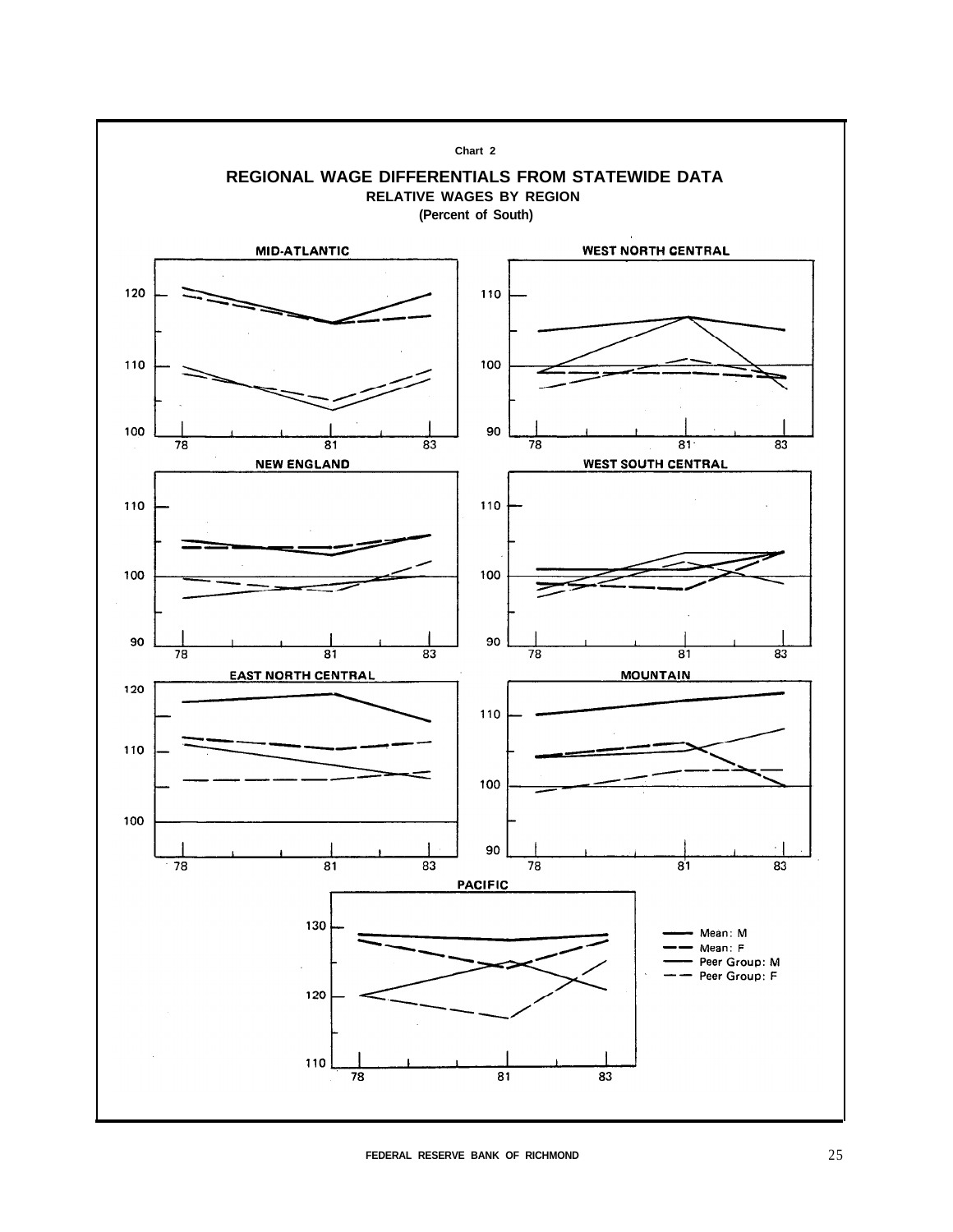Chart 2

## REGIONAL WAGE DIFFERENTIALS FROM STATEWIDE DATA

**RELATIVE WAGES BY REGION**

**(Percent of South)**

MID-ATLANTIC

WEST NORTH CENTRAL

NEW ENGLAND

WEST SOUTH CENTRAL

EAST NORTH CENTRAL

MOUNTAIN

PACIFIC

- Mean: M
- Mean: F
- Peer Group: M
- Peer Group: F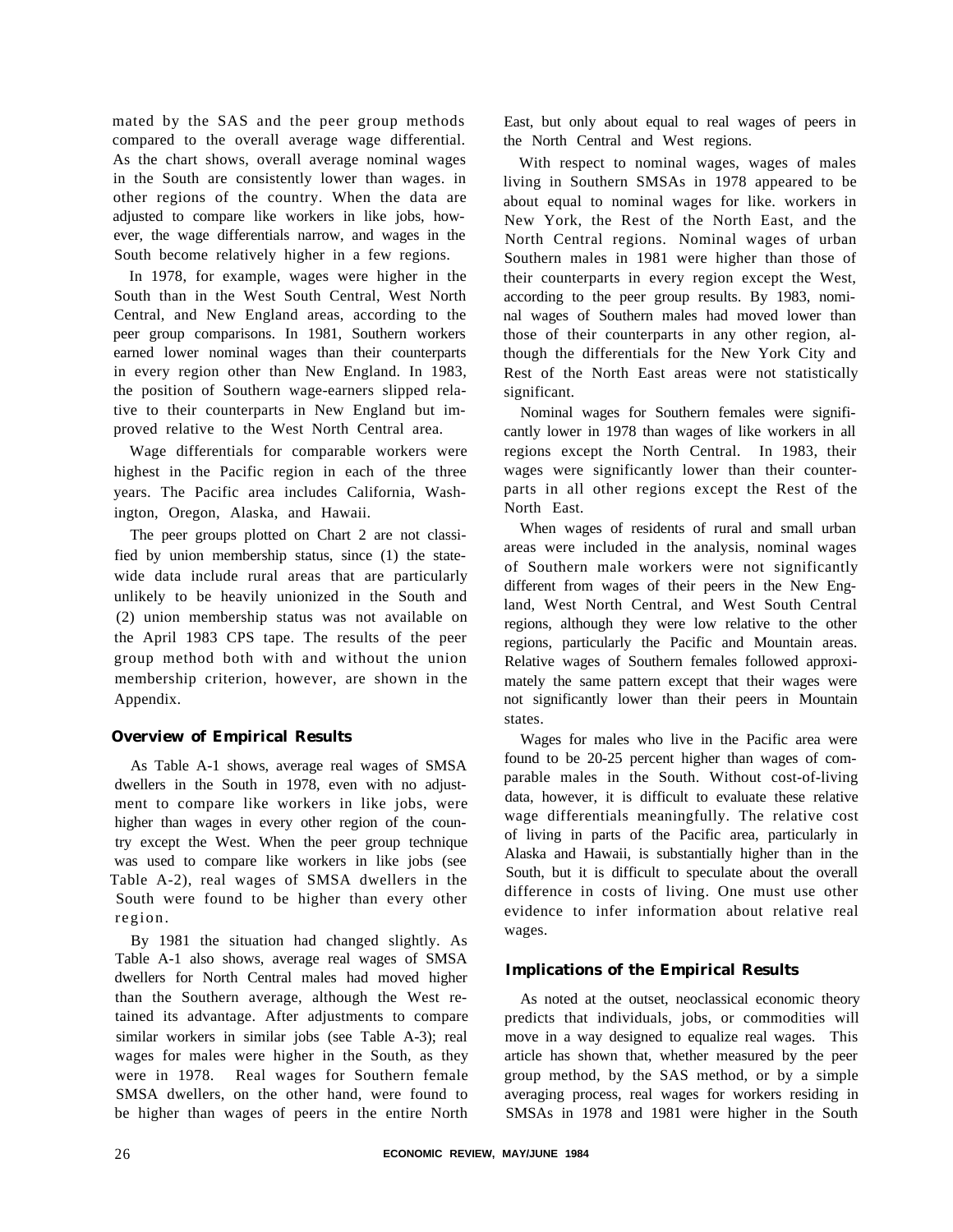mated by the SAS and the peer group methods compared to the overall average wage differential. As the chart shows, overall average nominal wages in the South are consistently lower than wages. in other regions of the country. When the data are adjusted to compare like workers in like jobs, however, the wage differentials narrow, and wages in the South become relatively higher in a few regions.

In 1978, for example, wages were higher in the South than in the West South Central, West North Central, and New England areas, according to the peer group comparisons. In 1981, Southern workers earned lower nominal wages than their counterparts in every region other than New England. In 1983, the position of Southern wage-earners slipped relative to their counterparts in New England but improved relative to the West North Central area.

Wage differentials for comparable workers were highest in the Pacific region in each of the three years. The Pacific area includes California, Washington, Oregon, Alaska, and Hawaii.

The peer groups plotted on Chart 2 are not classified by union membership status, since (1) the statewide data include rural areas that are particularly unlikely to be heavily unionized in the South and (2) union membership status was not available on the April 1983 CPS tape. The results of the peer group method both with and without the union membership criterion, however, are shown in the Appendix.

## Overview of Empirical Results

As Table A-1 shows, average real wages of SMSA dwellers in the South in 1978, even with no adjustment to compare like workers in like jobs, were higher than wages in every other region of the country except the West. When the peer group technique was used to compare like workers in like jobs (see Table A-2), real wages of SMSA dwellers in the South were found to be higher than every other region.

By 1981 the situation had changed slightly. As Table A-1 also shows, average real wages of SMSA dwellers for North Central males had moved higher than the Southern average, although the West retained its advantage. After adjustments to compare similar workers in similar jobs (see Table A-3); real wages for males were higher in the South, as they were in 1978. Real wages for Southern female SMSA dwellers, on the other hand, were found to be higher than wages of peers in the entire North East, but only about equal to real wages of peers in the North Central and West regions.

With respect to nominal wages, wages of males living in Southern SMSAs in 1978 appeared to be about equal to nominal wages for like. workers in New York, the Rest of the North East, and the North Central regions. Nominal wages of urban Southern males in 1981 were higher than those of their counterparts in every region except the West, according to the peer group results. By 1983, nominal wages of Southern males had moved lower than those of their counterparts in any other region, although the differentials for the New York City and Rest of the North East areas were not statistically significant.

Nominal wages for Southern females were significantly lower in 1978 than wages of like workers in all regions except the North Central. In 1983, their wages were significantly lower than their counterparts in all other regions except the Rest of the North East.

When wages of residents of rural and small urban areas were included in the analysis, nominal wages of Southern male workers were not significantly different from wages of their peers in the New England, West North Central, and West South Central regions, although they were low relative to the other regions, particularly the Pacific and Mountain areas. Relative wages of Southern females followed approximately the same pattern except that their wages were not significantly lower than their peers in Mountain states.

Wages for males who live in the Pacific area were found to be 20-25 percent higher than wages of comparable males in the South. Without cost-of-living data, however, it is difficult to evaluate these relative wage differentials meaningfully. The relative cost of living in parts of the Pacific area, particularly in Alaska and Hawaii, is substantially higher than in the South, but it is difficult to speculate about the overall difference in costs of living. One must use other evidence to infer information about relative real wages.

## Implications of the Empirical Results

As noted at the outset, neoclassical economic theory predicts that individuals, jobs, or commodities will move in a way designed to equalize real wages. This article has shown that, whether measured by the peer group method, by the SAS method, or by a simple averaging process, real wages for workers residing in SMSAs in 1978 and 1981 were higher in the South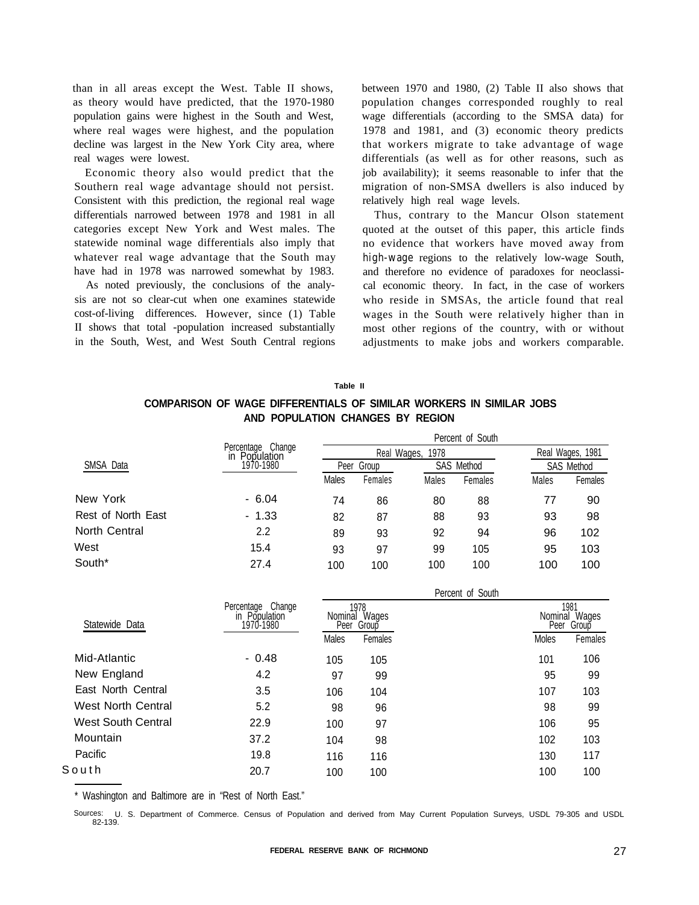than in all areas except the West. Table II shows, as theory would have predicted, that the 1970-1980 population gains were highest in the South and West, where real wages were highest, and the population decline was largest in the New York City area, where real wages were lowest.

Economic theory also would predict that the Southern real wage advantage should not persist. Consistent with this prediction, the regional real wage differentials narrowed between 1978 and 1981 in all categories except New York and West males. The statewide nominal wage differentials also imply that whatever real wage advantage that the South may have had in 1978 was narrowed somewhat by 1983.

As noted previously, the conclusions of the analysis are not so clear-cut when one examines statewide cost-of-living differences. However, since (1) Table II shows that total -population increased substantially in the South, West, and West South Central regions between 1970 and 1980, (2) Table II also shows that population changes corresponded roughly to real wage differentials (according to the SMSA data) for 1978 and 1981, and (3) economic theory predicts that workers migrate to take advantage of wage differentials (as well as for other reasons, such as job availability); it seems reasonable to infer that the migration of non-SMSA dwellers is also induced by relatively high real wage levels.

Thus, contrary to the Mancur Olson statement quoted at the outset of this paper, this article finds no evidence that workers have moved away from high-wage regions to the relatively low-wage South, and therefore no evidence of paradoxes for neoclassical economic theory. In fact, in the case of workers who reside in SMSAs, the article found that real wages in the South were relatively higher than in most other regions of the country, with or without adjustments to make jobs and workers comparable.

**Table II**

**COMPARISON OF WAGE DIFFERENTIALS OF SIMILAR WORKERS IN SIMILAR JOBS AND POPULATION CHANGES BY REGION**

| SMSA Data | Percentage Change in Population 1970-1980 | Percent of South | | | | | |
|---|---|---|---|---|---|---|---|
| | | Real Wages, 1978 | | | | Real Wages, 1981 | |
| | | Peer Group | | SAS Method | | SAS Method | |
| | | Males | Females | Males | Females | Males | Females |
| New York | - 6.04 | 74 | 86 | 80 | 88 | 77 | 90 |
| Rest of North East | - 1.33 | 82 | 87 | 88 | 93 | 93 | 98 |
| North Central | 2.2 | 89 | 93 | 92 | 94 | 96 | 102 |
| West | 15.4 | 93 | 97 | 99 | 105 | 95 | 103 |
| South* | 27.4 | 100 | 100 | 100 | 100 | 100 | 100 |

| Statewide Data | Percentage Change in Population 1970-1980 | Percent of South | | | |
|---|---|---|---|---|---|
| | | 1978 Nominal Wages Peer Group | | 1981 Nominal Wages Peer Group | |
| | | Males | Females | Moles | Females |
| Mid-Atlantic | - 0.48 | 105 | 105 | 101 | 106 |
| New England | 4.2 | 97 | 99 | 95 | 99 |
| East North Central | 3.5 | 106 | 104 | 107 | 103 |
| West North Central | 5.2 | 98 | 96 | 98 | 99 |
| West South Central | 22.9 | 100 | 97 | 106 | 95 |
| Mountain | 37.2 | 104 | 98 | 102 | 103 |
| Pacific | 19.8 | 116 | 116 | 130 | 117 |
| South | 20.7 | 100 | 100 | 100 | 100 |

\* Washington and Baltimore are in "Rest of North East."

Sources: U. S. Department of Commerce. Census of Population and derived from May Current Population Surveys, USDL 79-305 and USDL 82-139.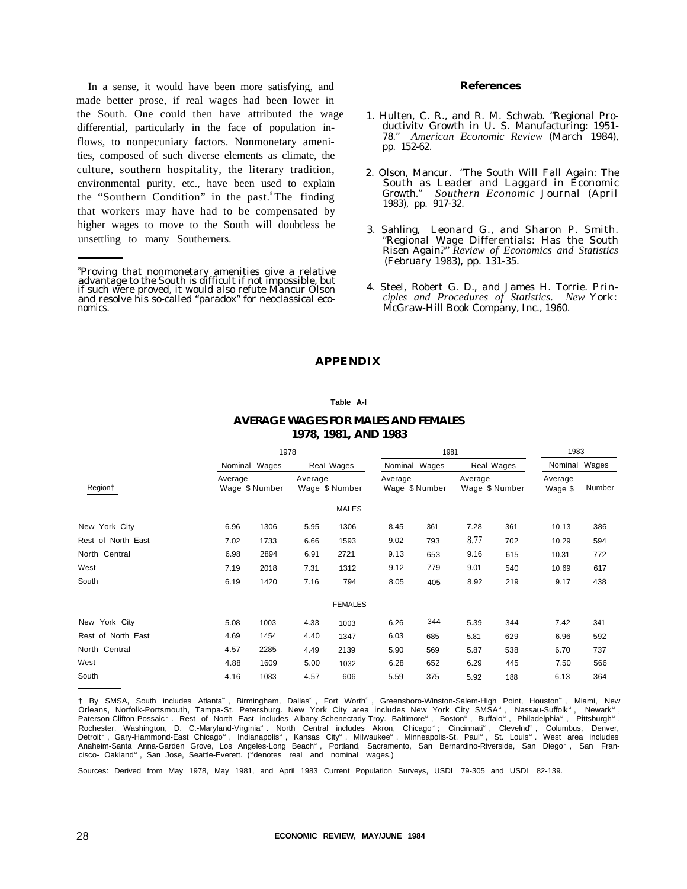In a sense, it would have been more satisfying, and made better prose, if real wages had been lower in the South. One could then have attributed the wage differential, particularly in the face of population inflows, to nonpecuniary factors. Nonmonetary amenities, composed of such diverse elements as climate, the culture, southern hospitality, the literary tradition, environmental purity, etc., have been used to explain the "Southern Condition" in the past.[8] The finding that workers may have had to be compensated by higher wages to move to the South will doubtless be unsettling to many Southerners.

[8] Proving that nonmonetary amenities give a relative advantage to the South is difficult if not impossible, but if such were proved, it would also refute Mancur Olson and resolve his so-called "paradox" for neoclassical economics.

## References

1. Hulten, C. R., and R. M. Schwab. "Regional Productivity Growth in U. S. Manufacturing: 1951-78." *American Economic Review* (March 1984), pp. 152-62.

2. Olson, Mancur. "The South Will Fall Again: The South as Leader and Laggard in Economic Growth." *Southern Economic* Journal (April 1983), pp. 917-32.

3. Sahling, Leonard G., and Sharon P. Smith. "Regional Wage Differentials: Has the South Risen Again?" *Review of Economics and Statistics* (February 1983), pp. 131-35.

4. Steel, Robert G. D., and James H. Torrie. *Principles and Procedures of Statistics. New* York: McGraw-Hill Book Company, Inc., 1960.

## APPENDIX

Table A-l

**AVERAGE WAGES FOR MALES AND FEMALES 1978, 1981, AND 1983**

| Region† | 1978 | | | | 1981 | | | | 1983 | |
|---|---|---|---|---|---|---|---|---|---|---|
| | Nominal Wages | | Real Wages | | Nominal Wages | | Real Wages | | Nominal Wages | |
| | Average Wage $ | Number | Average Wage $ | Number | Average Wage $ | Number | Average Wage $ | Number | Average Wage $ | Number |
| **MALES** | | | | | | | | | | |
| New York City | 6.96 | 1306 | 5.95 | 1306 | 8.45 | 361 | 7.28 | 361 | 10.13 | 386 |
| Rest of North East | 7.02 | 1733 | 6.66 | 1593 | 9.02 | 793 | 8.77 | 702 | 10.29 | 594 |
| North Central | 6.98 | 2894 | 6.91 | 2721 | 9.13 | 653 | 9.16 | 615 | 10.31 | 772 |
| West | 7.19 | 2018 | 7.31 | 1312 | 9.12 | 779 | 9.01 | 540 | 10.69 | 617 |
| South | 6.19 | 1420 | 7.16 | 794 | 8.05 | 405 | 8.92 | 219 | 9.17 | 438 |
| **FEMALES** | | | | | | | | | | |
| New York City | 5.08 | 1003 | 4.33 | 1003 | 6.26 | 344 | 5.39 | 344 | 7.42 | 341 |
| Rest of North East | 4.69 | 1454 | 4.40 | 1347 | 6.03 | 685 | 5.81 | 629 | 6.96 | 592 |
| North Central | 4.57 | 2285 | 4.49 | 2139 | 5.90 | 569 | 5.87 | 538 | 6.70 | 737 |
| West | 4.88 | 1609 | 5.00 | 1032 | 6.28 | 652 | 6.29 | 445 | 7.50 | 566 |
| South | 4.16 | 1083 | 4.57 | 606 | 5.59 | 375 | 5.92 | 188 | 6.13 | 364 |

† By SMSA, South includes Atlanta\*, Birmingham, Dallas\*, Fort Worth\*, Greensboro-Winston-Salem-High Point, Houston\*, Miami, New Orleans, Norfolk-Portsmouth, Tampa-St. Petersburg. New York City area includes New York City SMSA\*, Nassau-Suffolk\*, Newark\*, Paterson-Clifton-Possaic\*. Rest of North East includes Albany-Schenectady-Troy. Baltimore\*, Boston\*, Buffalo\*, Philadelphia\*, Pittsburgh\*. Rochester, Washington, D. C.-Maryland-Virginia\*. North Central includes Akron, Chicago\*; Cincinnati\*, Clevelnd\*, Columbus, Denver, Detroit\*, Gary-Hammond-East Chicago\*, Indianapolis\*, Kansas City\*, Milwaukee\*, Minneapolis-St. Paul\*, St. Louis\*. West area includes Anaheim-Santa Anna-Garden Grove, Los Angeles-Long Beach\*, Portland, Sacramento, San Bernardino-Riverside, San Diego\*, San Francisco- Oakland\*, San Jose, Seattle-Everett. (\*denotes real and nominal wages.)

Sources: Derived from May 1978, May 1981, and April 1983 Current Population Surveys, USDL 79-305 and USDL 82-139.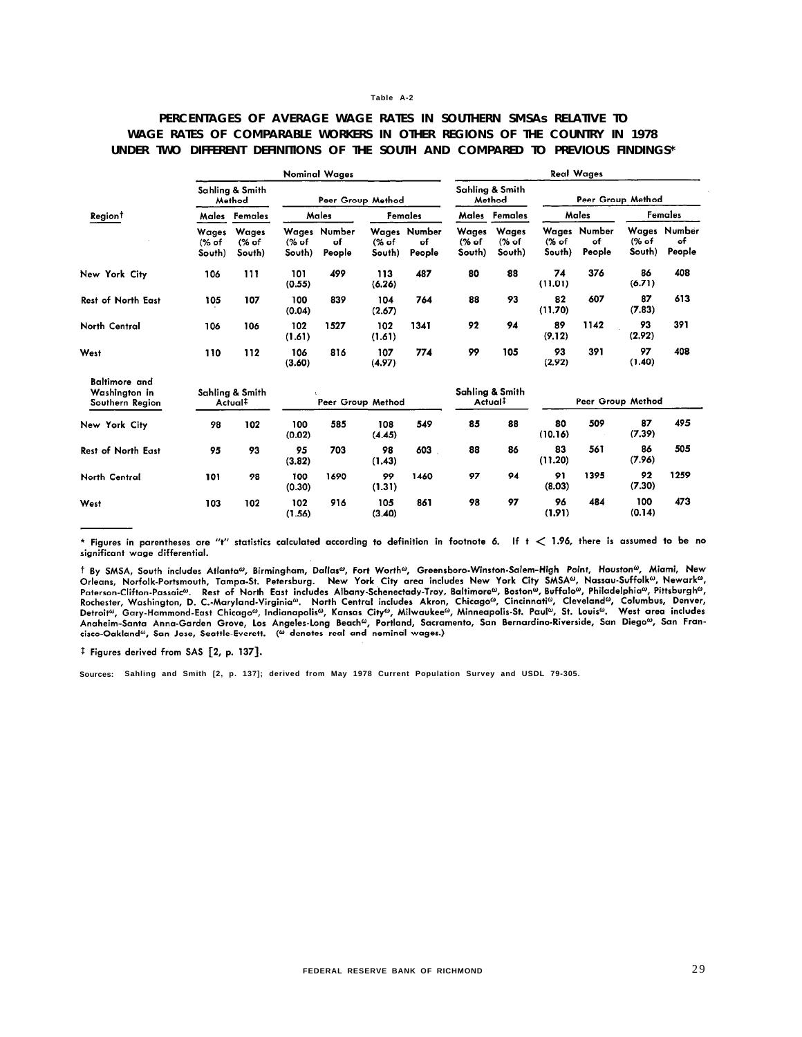Table A-2

**PERCENTAGES OF AVERAGE WAGE RATES IN SOUTHERN SMSAs RELATIVE TO WAGE RATES OF COMPARABLE WORKERS IN OTHER REGIONS OF THE COUNTRY IN 1978 UNDER TWO DIFFERENT DEFINITIONS OF THE SOUTH AND COMPARED TO PREVIOUS FINDINGS***

| | Nominal Wages | | | | | | | | Real Wages | | | | | | | |
|---|---|---|---|---|---|---|---|---|---|---|---|---|---|---|---|---|
| | Sahling & Smith Method | | Peer Group Method | | | | | | Sahling & Smith Method | | Peer Group Method | | | | | |
| Region† | Males | Females | Males | | | | Females | | Males | Females | Males | | | Females | | |
| | Wages (% of South) | Wages (% of South) | Wages (% of South) | Number of People | | | Wages (% of South) | Number of People | Wages (% of South) | Wages (% of South) | Wages (% of South) | Number of People | | Wages (% of South) | Number of People | |
| New York City | 106 | 111 | 101 (0.55) | 499 | | | 113 (6.26) | 487 | 80 | 88 | 74 (11.01) | 376 | | 86 (6.71) | 408 | |
| Rest of North East | 105 | 107 | 100 (0.04) | 839 | | | 104 (2.67) | 764 | 88 | 93 | 82 (11.70) | 607 | | 87 (7.83) | 613 | |
| North Central | 106 | 106 | 102 (1.61) | 1527 | | | 102 (1.61) | 1341 | 92 | 94 | 89 (9.12) | 1142 | | 93 (2.92) | 391 | |
| West | 110 | 112 | 106 (3.60) | 816 | | | 107 (4.97) | 774 | 99 | 105 | 93 (2.92) | 391 | | 97 (1.40) | 408 | |
| Baltimore and Washington in Southern Region | Sahling & Smith Actual‡ | | Peer Group Method | | | | | | Sahling & Smith Actual‡ | | Peer Group Method | | | | | |
| New York City | 98 | 102 | 100 (0.02) | 585 | | | 108 (4.45) | 549 | 85 | 88 | 80 (10.16) | 509 | | 87 (7.39) | 495 | |
| Rest of North East | 95 | 93 | 95 (3.82) | 703 | | | 98 (1.43) | 603 | 88 | 86 | 83 (11.20) | 561 | | 86 (7.96) | 505 | |
| North Central | 101 | 98 | 100 (0.30) | 1690 | | | 99 (1.31) | 1460 | 97 | 94 | 91 (8.03) | 1395 | | 92 (7.30) | 1259 | |
| West | 103 | 102 | 102 (1.56) | 916 | | | 105 (3.40) | 861 | 98 | 97 | 96 (1.91) | 484 | | 100 (0.14) | 473 | |

\* Figures in parentheses are "t" statistics calculated according to definition in footnote 6. If $t < 1.96$, there is assumed to be no significant wage differential.

† By SMSA, South includes Atlanta$^{\omega}$, Birmingham, Dallas$^{\omega}$, Fort Worth$^{\omega}$, Greensboro-Winston-Salem-High Point, Houston$^{\omega}$, Miami, New Orleans, Norfolk-Portsmouth, Tampa-St. Petersburg. New York City area includes New York City SMSA$^{\omega}$, Nassau-Suffolk$^{\omega}$, Newark$^{\omega}$, Paterson-Clifton-Passaic$^{\omega}$. Rest of North East includes Albany-Schenectady-Troy, Baltimore$^{\omega}$, Boston$^{\omega}$, Buffalo$^{\omega}$, Philadelphia$^{\omega}$, Pittsburgh$^{\omega}$, Rochester, Washington, D. C.-Maryland-Virginia$^{\omega}$. North Central includes Akron, Chicago$^{\omega}$, Cincinnati$^{\omega}$, Cleveland$^{\omega}$, Columbus, Denver, Detroit$^{\omega}$, Gary-Hammond-East Chicago$^{\omega}$, Indianapolis$^{\omega}$, Kansas City$^{\omega}$, Milwaukee$^{\omega}$, Minneapolis-St. Paul$^{\omega}$, St. Louis$^{\omega}$. West area includes Anaheim-Santa Anna-Garden Grove, Los Angeles-Long Beach$^{\omega}$, Portland, Sacramento, San Bernardino-Riverside, San Diego$^{\omega}$, San Francisco-Oakland$^{\omega}$, San Jose, Seattle-Everett. ($^{\omega}$ denotes real and nominal wages.)

‡ Figures derived from SAS [2, p. 137].

Sources: Sahling and Smith [2, p. 137]; derived from May 1978 Current Population Survey and USDL 79-305.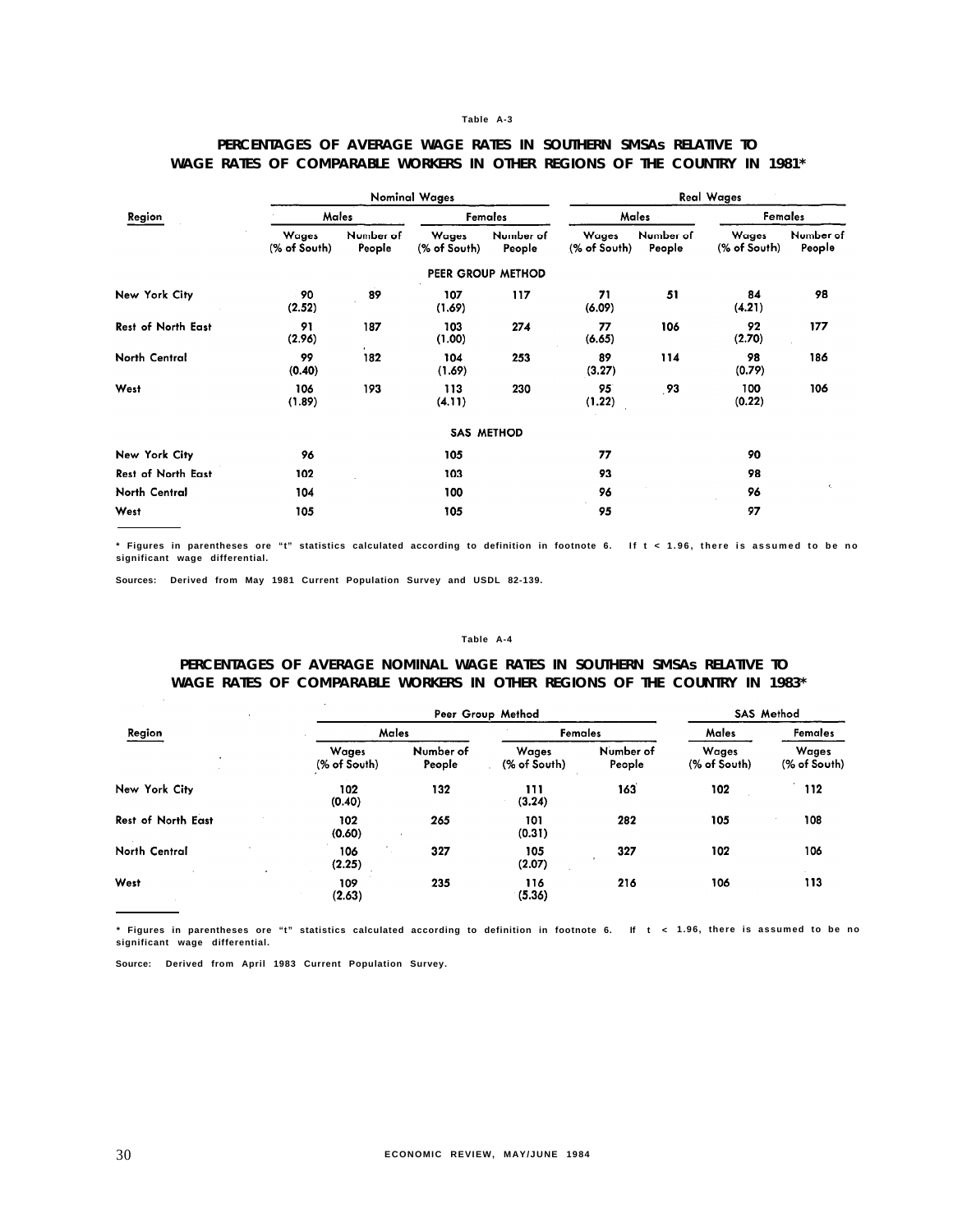Table A-3

## PERCENTAGES OF AVERAGE WAGE RATES IN SOUTHERN SMSAs RELATIVE TO WAGE RATES OF COMPARABLE WORKERS IN OTHER REGIONS OF THE COUNTRY IN 1981*

| Region | Nominal Wages | | | | Real Wages | | | |
|---|---|---|---|---|---|---|---|---|
| | Males | | Females | | Males | | Females | |
| | Wages (% of South) | Number of People | Wages (% of South) | Number of People | Wages (% of South) | Number of People | Wages (% of South) | Number of People |
| | | | | PEER GROUP METHOD | | | | |
| New York City | 90 (2.52) | 89 | 107 (1.69) | 117 | 71 (6.09) | 51 | 84 (4.21) | 98 |
| Rest of North East | 91 (2.96) | 187 | 103 (1.00) | 274 | 77 (6.65) | 106 | 92 (2.70) | 177 |
| North Central | 99 (0.40) | 182 | 104 (1.69) | 253 | 89 (3.27) | 114 | 98 (0.79) | 186 |
| West | 106 (1.89) | 193 | 113 (4.11) | 230 | 95 (1.22) | 93 | 100 (0.22) | 106 |
| | | | | SAS METHOD | | | | |
| New York City | 96 | | 105 | | 77 | | 90 | |
| Rest of North East | 102 | | 103 | | 93 | | 98 | |
| North Central | 104 | | 100 | | 96 | | 96 | |
| West | 105 | | 105 | | 95 | | 97 | |

\* Figures in parentheses ore "t" statistics calculated according to definition in footnote 6. If t < 1.96, there is assumed to be no significant wage differential.

Sources: Derived from May 1981 Current Population Survey and USDL 82-139.

Table A-4

## PERCENTAGES OF AVERAGE NOMINAL WAGE RATES IN SOUTHERN SMSAs RELATIVE TO WAGE RATES OF COMPARABLE WORKERS IN OTHER REGIONS OF THE COUNTRY IN 1983*

| Region | Peer Group Method | | | | SAS Method | |
|---|---|---|---|---|---|---|
| | Males | | Females | | Males | Females |
| | Wages (% of South) | Number of People | Wages (% of South) | Number of People | Wages (% of South) | Wages (% of South) |
| New York City | 102 (0.40) | 132 | 111 (3.24) | 163 | 102 | 112 |
| Rest of North East | 102 (0.60) | 265 | 101 (0.31) | 282 | 105 | 108 |
| North Central | 106 (2.25) | 327 | 105 (2.07) | 327 | 102 | 106 |
| West | 109 (2.63) | 235 | 116 (5.36) | 216 | 106 | 113 |

\* Figures in parentheses ore "t" statistics calculated according to definition in footnote 6. If t < 1.96, there is assumed to be no significant wage differential.

Source: Derived from April 1983 Current Population Survey.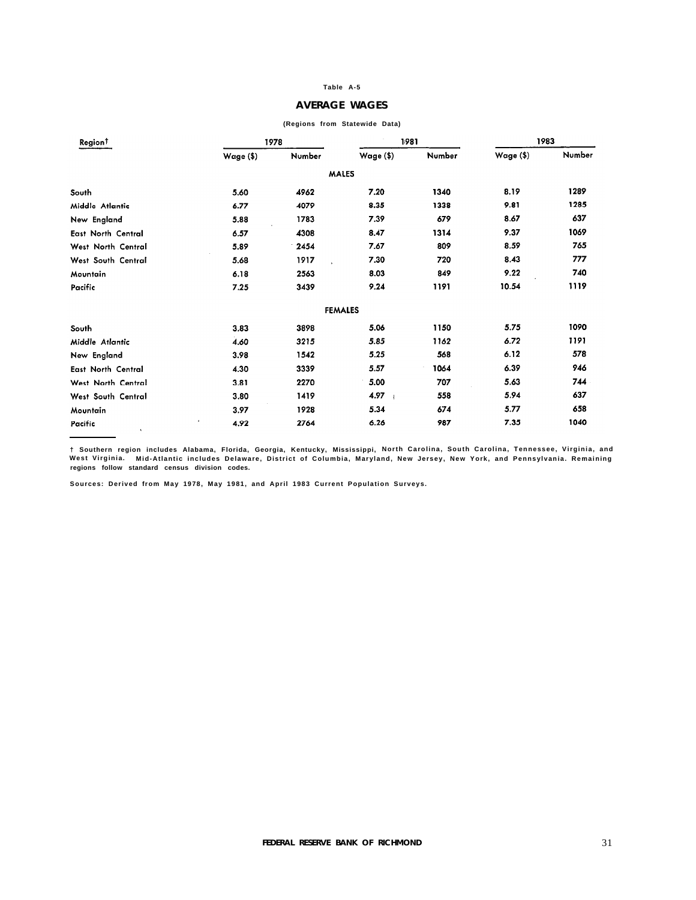Table A-5

## AVERAGE WAGES

(Regions from Statewide Data)

| Region† | 1978 | | 1981 | | 1983 | |
|---|---|---|---|---|---|---|
| | Wage ($) | Number | Wage ($) | Number | Wage ($) | Number |
| **MALES** | | | | | | |
| South | 5.60 | 4962 | 7.20 | 1340 | 8.19 | 1289 |
| Middle Atlantic | 6.77 | 4079 | 8.35 | 1338 | 9.81 | 1285 |
| New England | 5.88 | 1783 | 7.39 | 679 | 8.67 | 637 |
| East North Central | 6.57 | 4308 | 8.47 | 1314 | 9.37 | 1069 |
| West North Central | 5.89 | 2454 | 7.67 | 809 | 8.59 | 765 |
| West South Central | 5.68 | 1917 | 7.30 | 720 | 8.43 | 777 |
| Mountain | 6.18 | 2563 | 8.03 | 849 | 9.22 | 740 |
| Pacific | 7.25 | 3439 | 9.24 | 1191 | 10.54 | 1119 |
| **FEMALES** | | | | | | |
| South | 3.83 | 3898 | 5.06 | 1150 | 5.75 | 1090 |
| Middle Atlantic | 4.60 | 3215 | 5.85 | 1162 | 6.72 | 1191 |
| New England | 3.98 | 1542 | 5.25 | 568 | 6.12 | 578 |
| East North Central | 4.30 | 3339 | 5.57 | 1064 | 6.39 | 946 |
| West North Central | 3.81 | 2270 | 5.00 | 707 | 5.63 | 744 |
| West South Central | 3.80 | 1419 | 4.97 | 558 | 5.94 | 637 |
| Mountain | 3.97 | 1928 | 5.34 | 674 | 5.77 | 658 |
| Pacific | 4.92 | 2764 | 6.26 | 987 | 7.35 | 1040 |

† Southern region includes Alabama, Florida, Georgia, Kentucky, Mississippi, North Carolina, South Carolina, Tennessee, Virginia, and West Virginia. Mid-Atlantic includes Delaware, District of Columbia, Maryland, New Jersey, New York, and Pennsylvania. Remaining regions follow standard census division codes.

Sources: Derived from May 1978, May 1981, and April 1983 Current Population Surveys.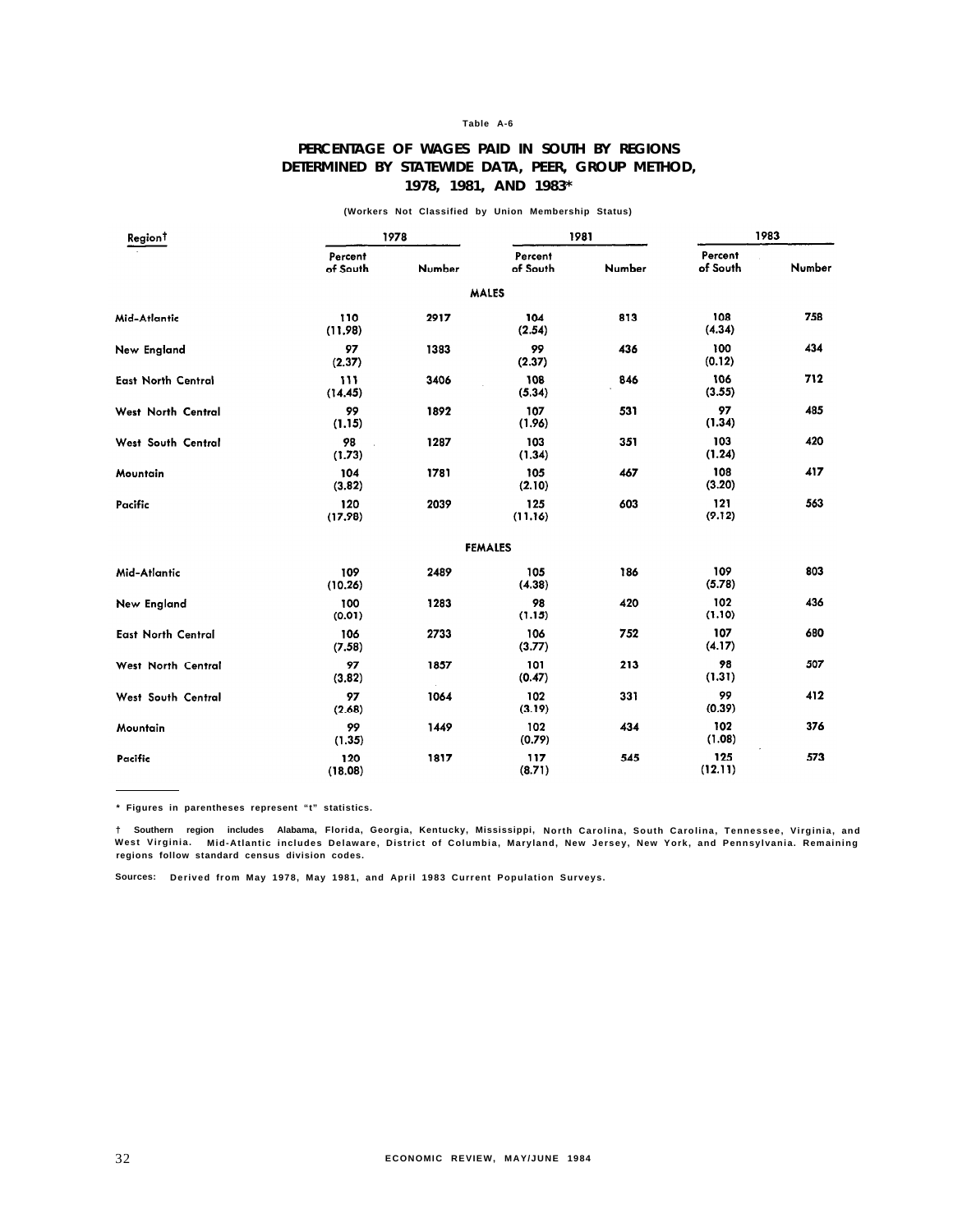Table A-6

## PERCENTAGE OF WAGES PAID IN SOUTH BY REGIONS DETERMINED BY STATEWIDE DATA, PEER, GROUP METHOD, 1978, 1981, AND 1983*

(Workers Not Classified by Union Membership Status)

| Region† | 1978 | | 1981 | | 1983 | |
|---|---|---|---|---|---|---|
| | Percent of South | Number | Percent of South | Number | Percent of South | Number |
| **MALES** | | | | | | |
| Mid-Atlantic | 110 (11.98) | 2917 | 104 (2.54) | 813 | 108 (4.34) | 758 |
| New England | 97 (2.37) | 1383 | 99 (2.37) | 436 | 100 (0.12) | 434 |
| East North Central | 111 (14.45) | 3406 | 108 (5.34) | 846 | 106 (3.55) | 712 |
| West North Central | 99 (1.15) | 1892 | 107 (1.96) | 531 | 97 (1.34) | 485 |
| West South Central | 98 (1.73) | 1287 | 103 (1.34) | 351 | 103 (1.24) | 420 |
| Mountain | 104 (3.82) | 1781 | 105 (2.10) | 467 | 108 (3.20) | 417 |
| Pacific | 120 (17.98) | 2039 | 125 (11.16) | 603 | 121 (9.12) | 563 |
| **FEMALES** | | | | | | |
| Mid-Atlantic | 109 (10.26) | 2489 | 105 (4.38) | 186 | 109 (5.78) | 803 |
| New England | 100 (0.01) | 1283 | 98 (1.15) | 420 | 102 (1.10) | 436 |
| East North Central | 106 (7.58) | 2733 | 106 (3.77) | 752 | 107 (4.17) | 680 |
| West North Central | 97 (3.82) | 1857 | 101 (0.47) | 213 | 98 (1.31) | 507 |
| West South Central | 97 (2.68) | 1064 | 102 (3.19) | 331 | 99 (0.39) | 412 |
| Mountain | 99 (1.35) | 1449 | 102 (0.79) | 434 | 102 (1.08) | 376 |
| Pacific | 120 (18.08) | 1817 | 117 (8.71) | 545 | 125 (12.11) | 573 |

\* Figures in parentheses represent "t" statistics.

† Southern region includes Alabama, Florida, Georgia, Kentucky, Mississippi, North Carolina, South Carolina, Tennessee, Virginia, and West Virginia. Mid-Atlantic includes Delaware, District of Columbia, Maryland, New Jersey, New York, and Pennsylvania. Remaining regions follow standard census division codes.

Sources: Derived from May 1978, May 1981, and April 1983 Current Population Surveys.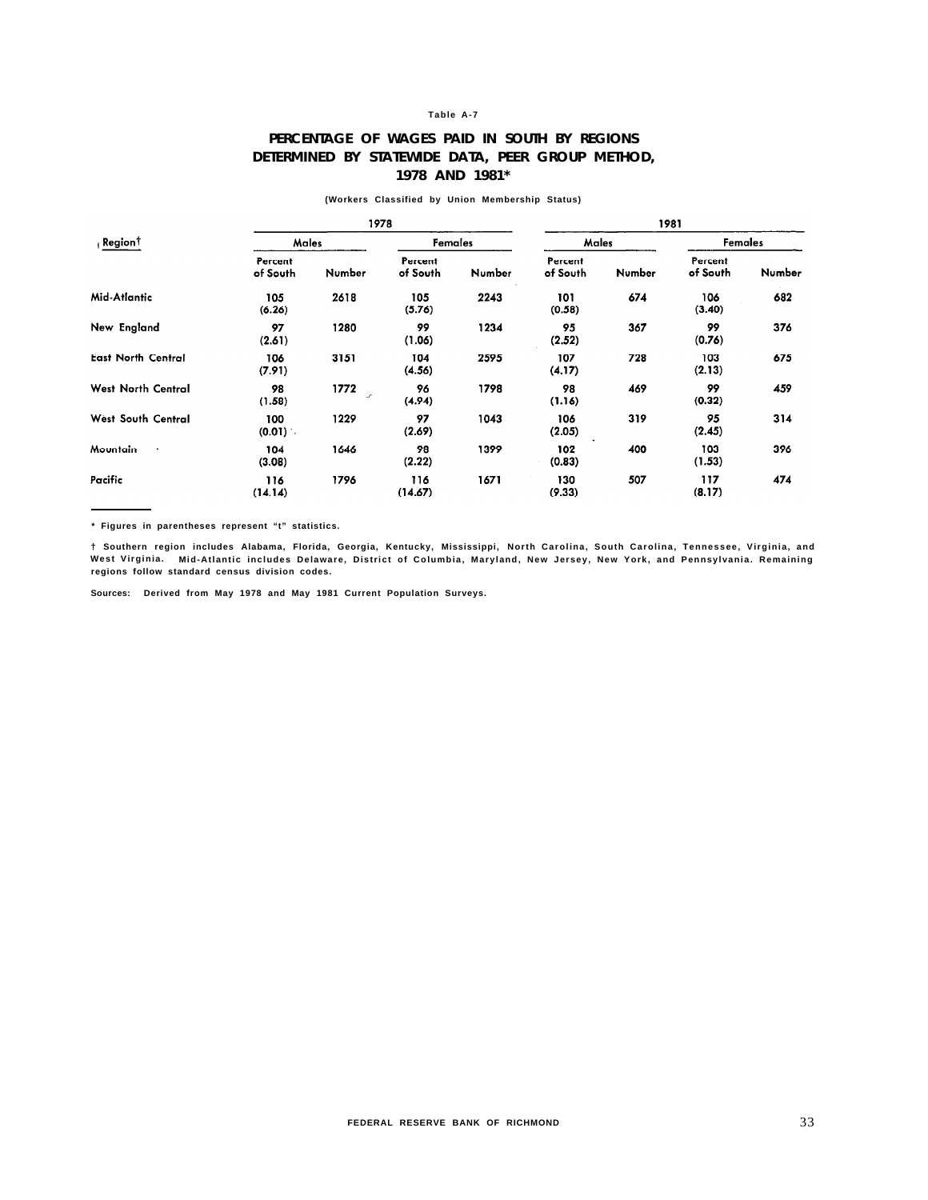Table A-7

## PERCENTAGE OF WAGES PAID IN SOUTH BY REGIONS DETERMINED BY STATEWIDE DATA, PEER GROUP METHOD, 1978 AND 1981*

(Workers Classified by Union Membership Status)

| Region† | 1978 | | | | 1981 | | | |
|---|---|---|---|---|---|---|---|---|
| | Males | | Females | | Males | | Females | |
| | Percent of South | Number | Percent of South | Number | Percent of South | Number | Percent of South | Number |
| Mid-Atlantic | 105 (6.26) | 2618 | 105 (5.76) | 2243 | 101 (0.58) | 674 | 106 (3.40) | 682 |
| New England | 97 (2.61) | 1280 | 99 (1.06) | 1234 | 95 (2.52) | 367 | 99 (0.76) | 376 |
| East North Central | 106 (7.91) | 3151 | 104 (4.56) | 2595 | 107 (4.17) | 728 | 103 (2.13) | 675 |
| West North Central | 98 (1.58) | 1772 | 96 (4.94) | 1798 | 98 (1.16) | 469 | 99 (0.32) | 459 |
| West South Central | 100 (0.01) | 1229 | 97 (2.69) | 1043 | 106 (2.05) | 319 | 95 (2.45) | 314 |
| Mountain | 104 (3.08) | 1646 | 98 (2.22) | 1399 | 102 (0.83) | 400 | 103 (1.53) | 396 |
| Pacific | 116 (14.14) | 1796 | 116 (14.67) | 1671 | 130 (9.33) | 507 | 117 (8.17) | 474 |

* Figures in parentheses represent "t" statistics.

† Southern region includes Alabama, Florida, Georgia, Kentucky, Mississippi, North Carolina, South Carolina, Tennessee, Virginia, and West Virginia. Mid-Atlantic includes Delaware, District of Columbia, Maryland, New Jersey, New York, and Pennsylvania. Remaining regions follow standard census division codes.

Sources: Derived from May 1978 and May 1981 Current Population Surveys.